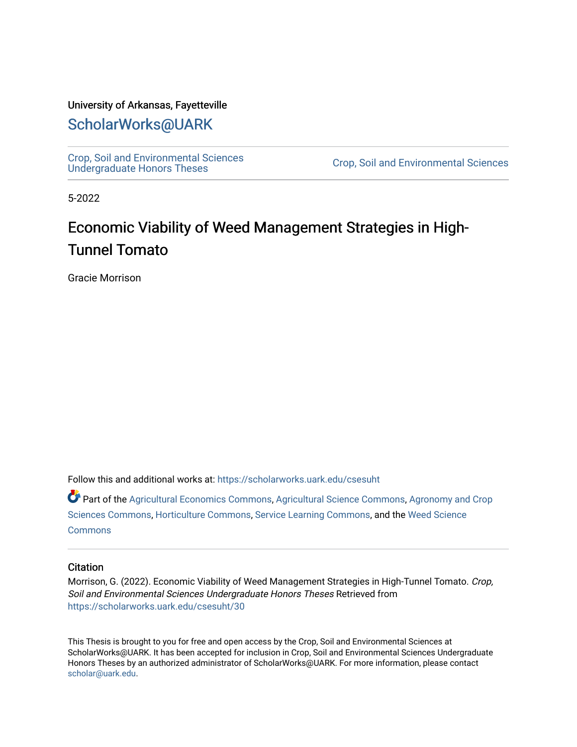University of Arkansas, Fayetteville

# ScholarWorks@UARK

Crop, Soil and Environmental Sciences Undergraduate Honors Theses

Crop, Soil and Environmental Sciences

5-2022

# Economic Viability of Weed Management Strategies in High-Tunnel Tomato

Gracie Morrison

Follow this and additional works at: https://scholarworks.uark.edu/csesuht

Part of the Agricultural Economics Commons, Agricultural Science Commons, Agronomy and Crop Sciences Commons, Horticulture Commons, Service Learning Commons, and the Weed Science Commons

## Citation

Morrison, G. (2022). Economic Viability of Weed Management Strategies in High-Tunnel Tomato. *Crop, Soil and Environmental Sciences Undergraduate Honors Theses* Retrieved from https://scholarworks.uark.edu/csesuht/30

This Thesis is brought to you for free and open access by the Crop, Soil and Environmental Sciences at ScholarWorks@UARK. It has been accepted for inclusion in Crop, Soil and Environmental Sciences Undergraduate Honors Theses by an authorized administrator of ScholarWorks@UARK. For more information, please contact scholar@uark.edu.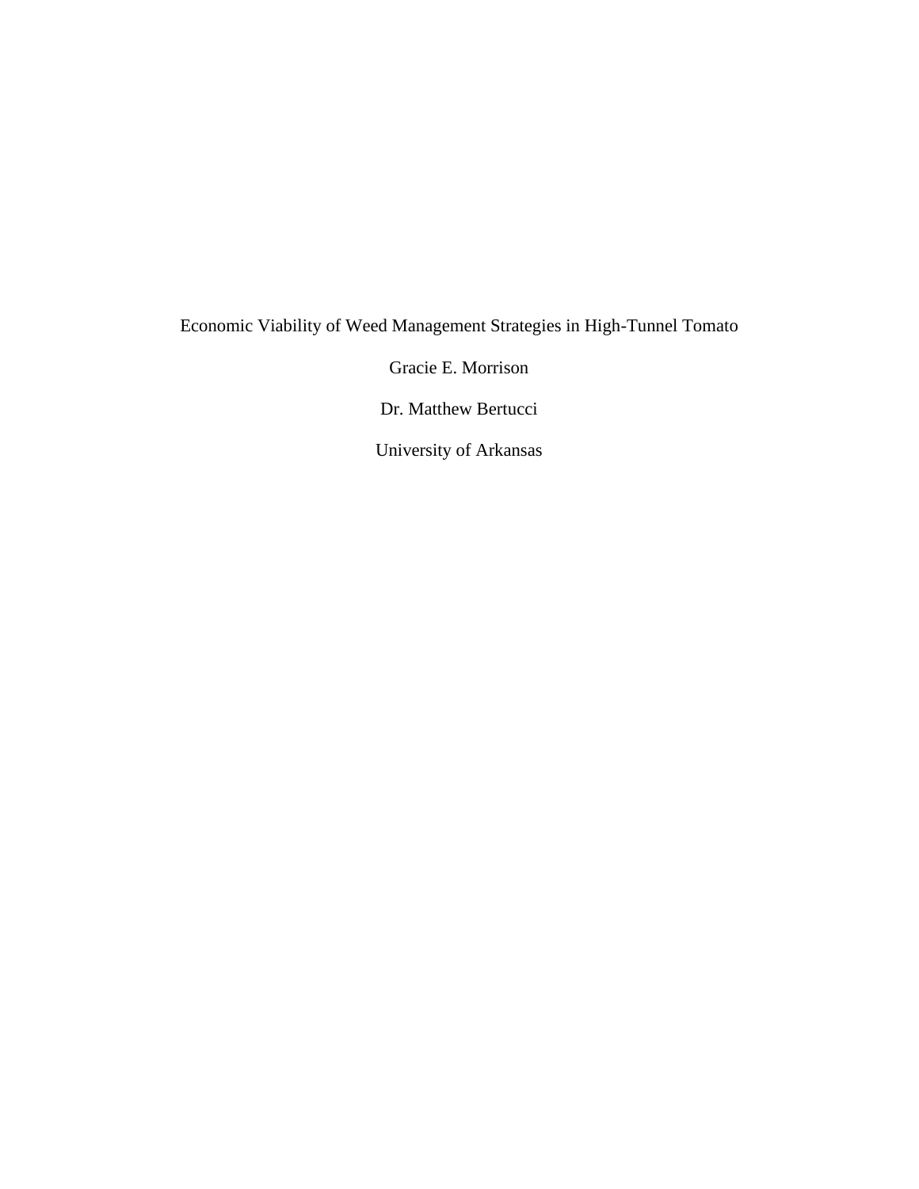# Economic Viability of Weed Management Strategies in High-Tunnel Tomato

Gracie E. Morrison

Dr. Matthew Bertucci

University of Arkansas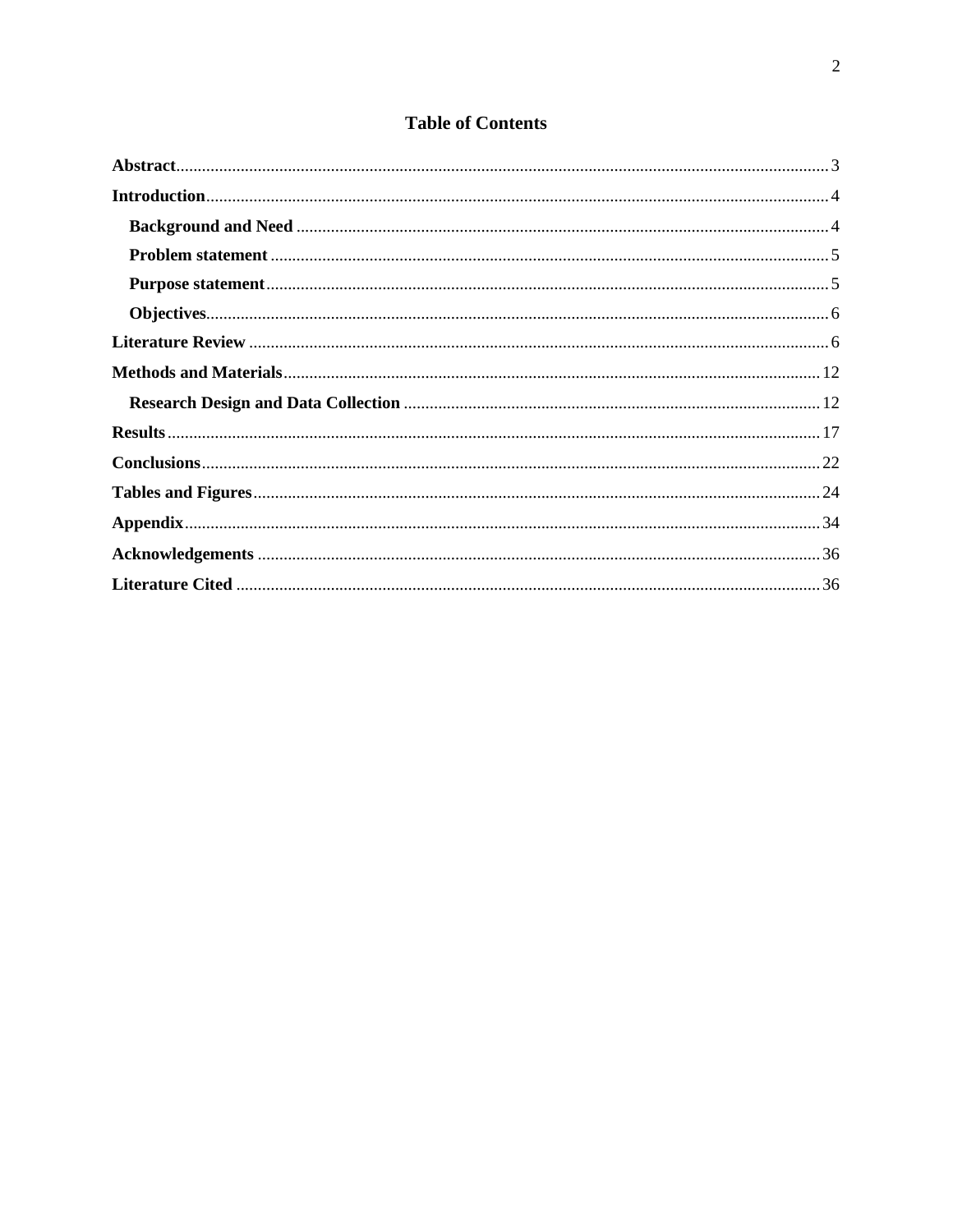# Table of Contents

**Abstract** .......... 3

**Introduction** .......... 4

- **Background and Need** .......... 4
- **Problem statement** .......... 5
- **Purpose statement** .......... 5
- **Objectives** .......... 6

**Literature Review** .......... 6

**Methods and Materials** .......... 12

- **Research Design and Data Collection** .......... 12

**Results** .......... 17

**Conclusions** .......... 22

**Tables and Figures** .......... 24

**Appendix** .......... 34

**Acknowledgements** .......... 36

**Literature Cited** .......... 36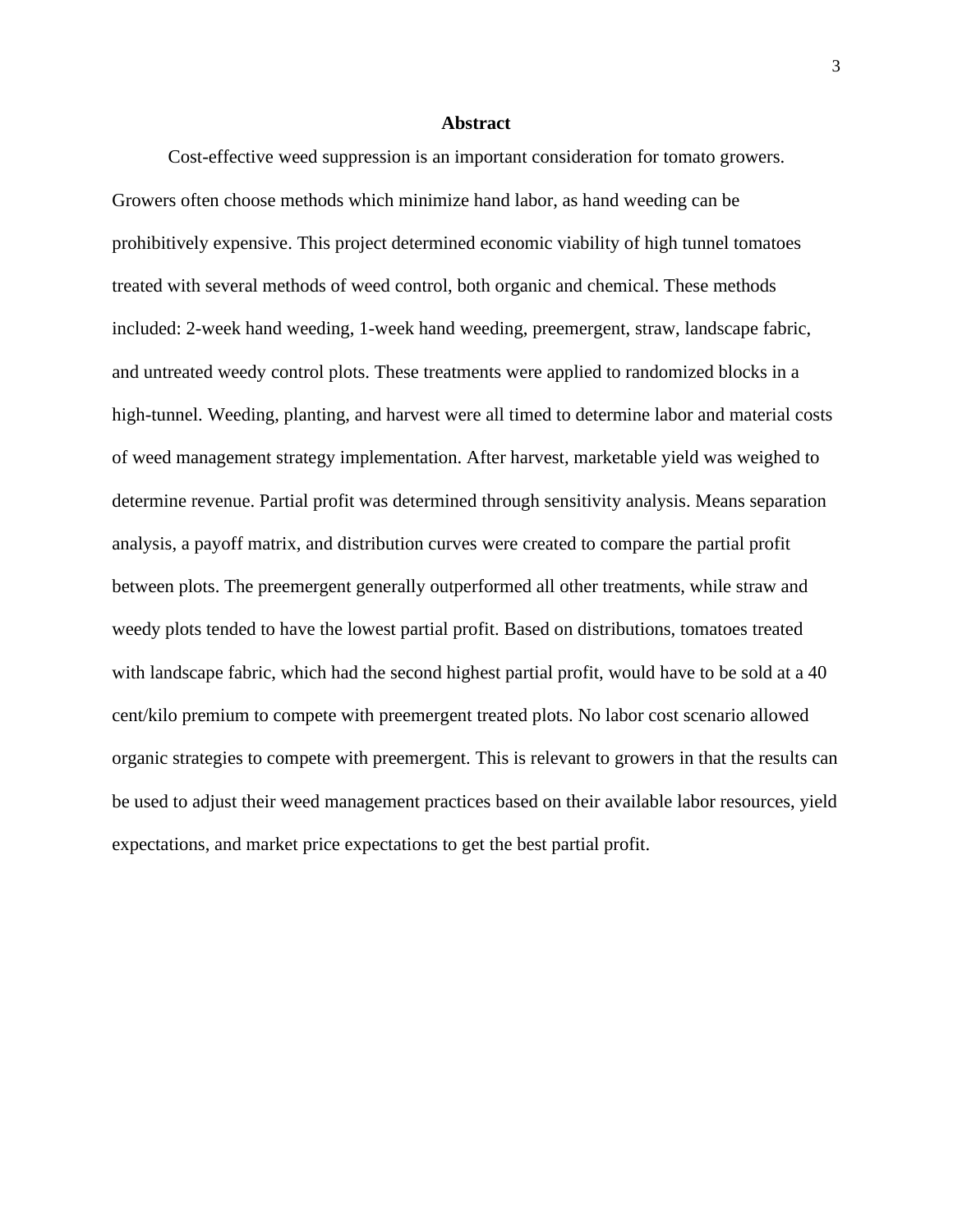## Abstract

Cost-effective weed suppression is an important consideration for tomato growers. Growers often choose methods which minimize hand labor, as hand weeding can be prohibitively expensive. This project determined economic viability of high tunnel tomatoes treated with several methods of weed control, both organic and chemical. These methods included: 2-week hand weeding, 1-week hand weeding, preemergent, straw, landscape fabric, and untreated weedy control plots. These treatments were applied to randomized blocks in a high-tunnel. Weeding, planting, and harvest were all timed to determine labor and material costs of weed management strategy implementation. After harvest, marketable yield was weighed to determine revenue. Partial profit was determined through sensitivity analysis. Means separation analysis, a payoff matrix, and distribution curves were created to compare the partial profit between plots. The preemergent generally outperformed all other treatments, while straw and weedy plots tended to have the lowest partial profit. Based on distributions, tomatoes treated with landscape fabric, which had the second highest partial profit, would have to be sold at a 40 cent/kilo premium to compete with preemergent treated plots. No labor cost scenario allowed organic strategies to compete with preemergent. This is relevant to growers in that the results can be used to adjust their weed management practices based on their available labor resources, yield expectations, and market price expectations to get the best partial profit.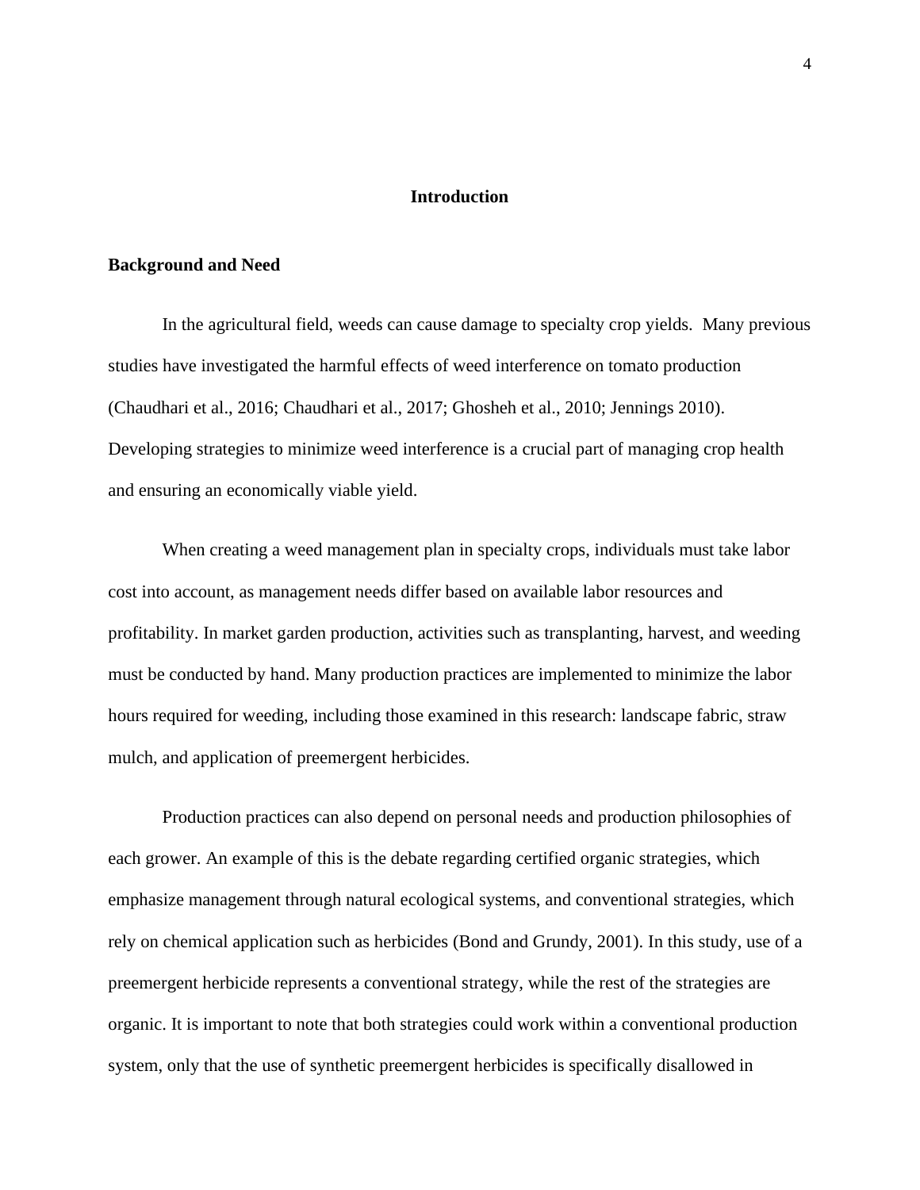# Introduction

## Background and Need

In the agricultural field, weeds can cause damage to specialty crop yields.  Many previous studies have investigated the harmful effects of weed interference on tomato production (Chaudhari et al., 2016; Chaudhari et al., 2017; Ghosheh et al., 2010; Jennings 2010). Developing strategies to minimize weed interference is a crucial part of managing crop health and ensuring an economically viable yield.

When creating a weed management plan in specialty crops, individuals must take labor cost into account, as management needs differ based on available labor resources and profitability. In market garden production, activities such as transplanting, harvest, and weeding must be conducted by hand. Many production practices are implemented to minimize the labor hours required for weeding, including those examined in this research: landscape fabric, straw mulch, and application of preemergent herbicides.

Production practices can also depend on personal needs and production philosophies of each grower. An example of this is the debate regarding certified organic strategies, which emphasize management through natural ecological systems, and conventional strategies, which rely on chemical application such as herbicides (Bond and Grundy, 2001). In this study, use of a preemergent herbicide represents a conventional strategy, while the rest of the strategies are organic. It is important to note that both strategies could work within a conventional production system, only that the use of synthetic preemergent herbicides is specifically disallowed in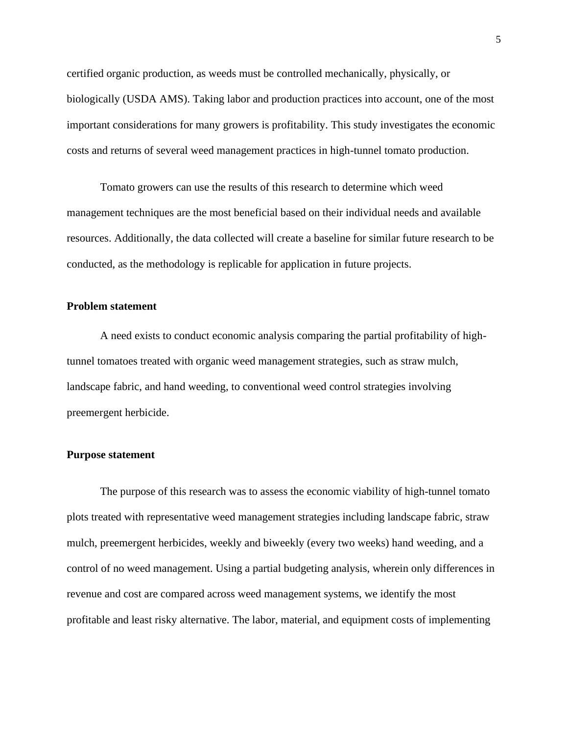certified organic production, as weeds must be controlled mechanically, physically, or biologically (USDA AMS). Taking labor and production practices into account, one of the most important considerations for many growers is profitability. This study investigates the economic costs and returns of several weed management practices in high-tunnel tomato production.

Tomato growers can use the results of this research to determine which weed management techniques are the most beneficial based on their individual needs and available resources. Additionally, the data collected will create a baseline for similar future research to be conducted, as the methodology is replicable for application in future projects.

### Problem statement

A need exists to conduct economic analysis comparing the partial profitability of high-tunnel tomatoes treated with organic weed management strategies, such as straw mulch, landscape fabric, and hand weeding, to conventional weed control strategies involving preemergent herbicide.

### Purpose statement

The purpose of this research was to assess the economic viability of high-tunnel tomato plots treated with representative weed management strategies including landscape fabric, straw mulch, preemergent herbicides, weekly and biweekly (every two weeks) hand weeding, and a control of no weed management. Using a partial budgeting analysis, wherein only differences in revenue and cost are compared across weed management systems, we identify the most profitable and least risky alternative. The labor, material, and equipment costs of implementing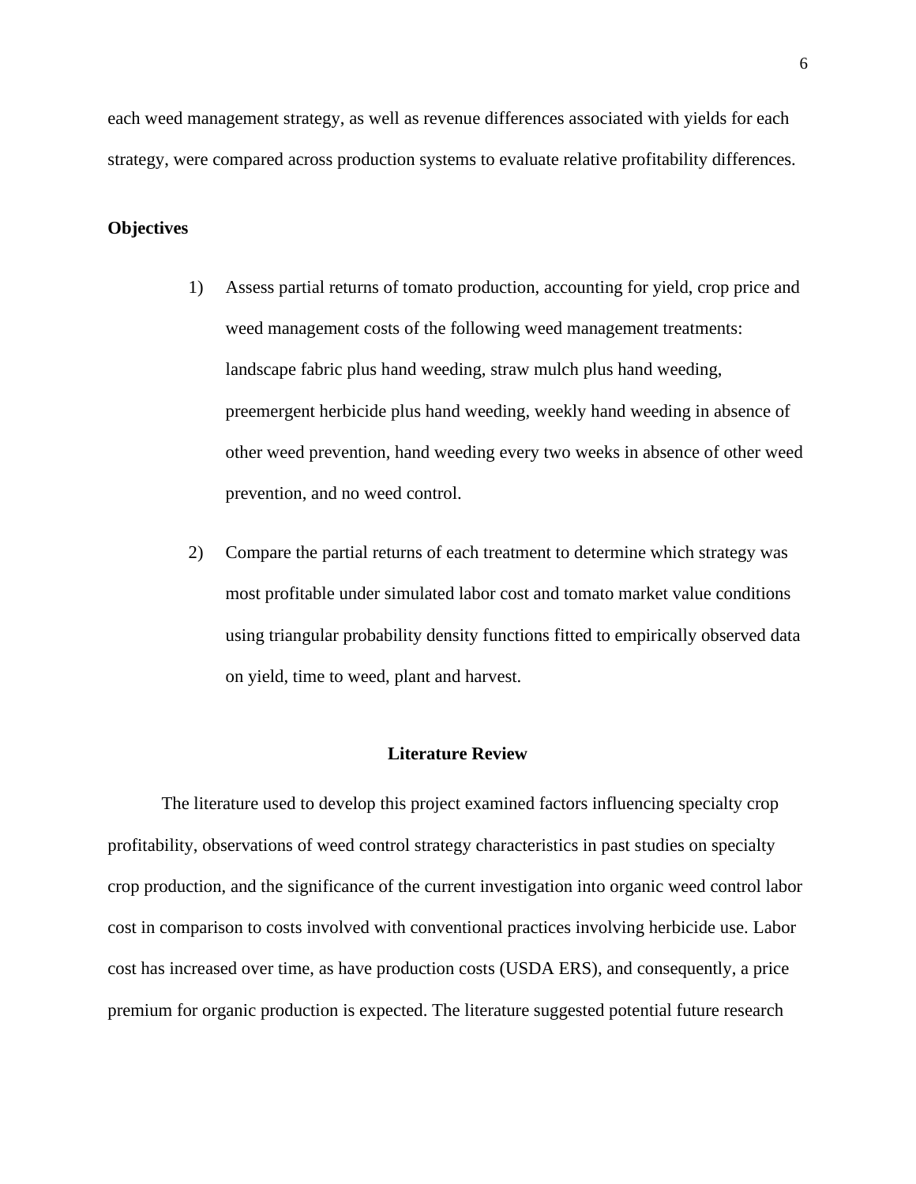each weed management strategy, as well as revenue differences associated with yields for each strategy, were compared across production systems to evaluate relative profitability differences.

**Objectives**

1) Assess partial returns of tomato production, accounting for yield, crop price and weed management costs of the following weed management treatments: landscape fabric plus hand weeding, straw mulch plus hand weeding, preemergent herbicide plus hand weeding, weekly hand weeding in absence of other weed prevention, hand weeding every two weeks in absence of other weed prevention, and no weed control.

2) Compare the partial returns of each treatment to determine which strategy was most profitable under simulated labor cost and tomato market value conditions using triangular probability density functions fitted to empirically observed data on yield, time to weed, plant and harvest.

## Literature Review

The literature used to develop this project examined factors influencing specialty crop profitability, observations of weed control strategy characteristics in past studies on specialty crop production, and the significance of the current investigation into organic weed control labor cost in comparison to costs involved with conventional practices involving herbicide use. Labor cost has increased over time, as have production costs (USDA ERS), and consequently, a price premium for organic production is expected. The literature suggested potential future research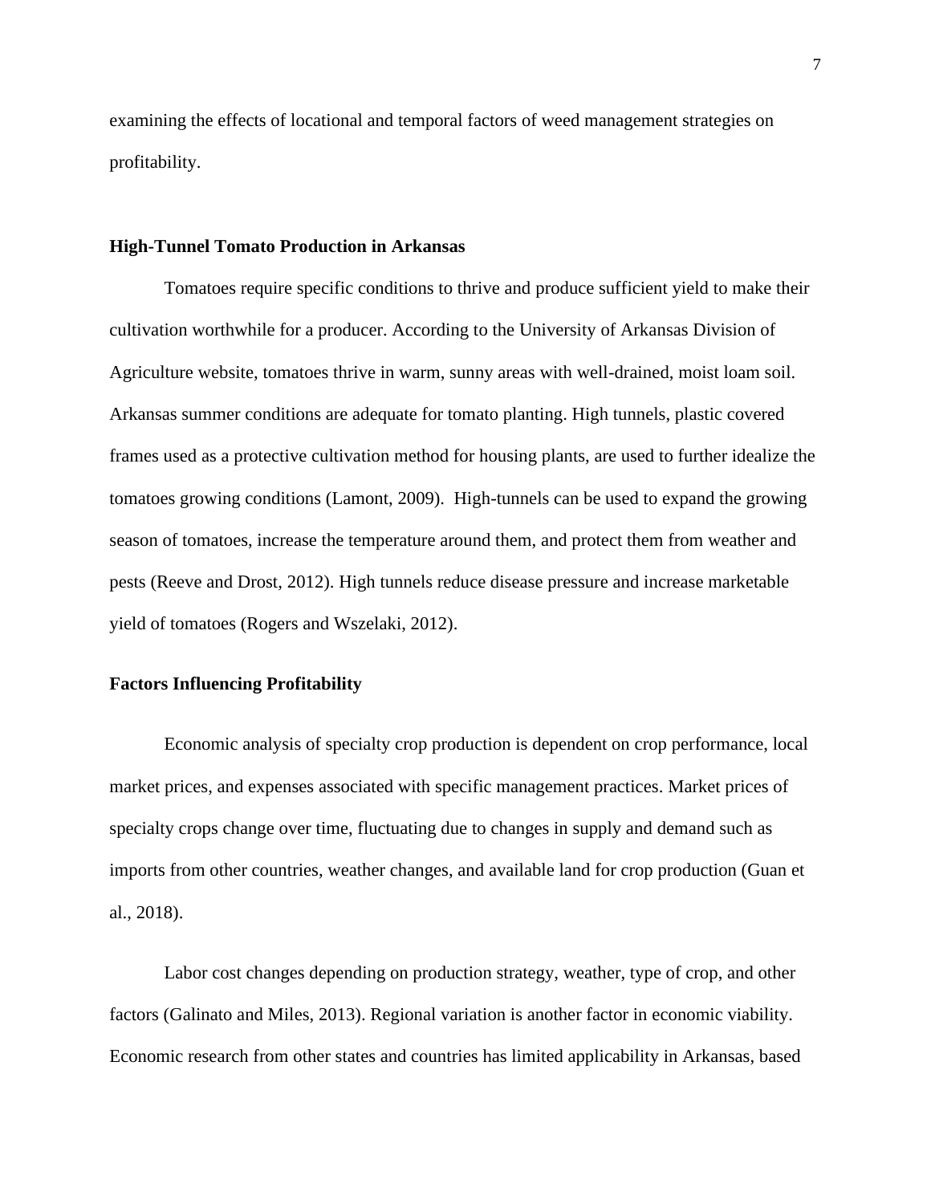examining the effects of locational and temporal factors of weed management strategies on profitability.

## High-Tunnel Tomato Production in Arkansas

Tomatoes require specific conditions to thrive and produce sufficient yield to make their cultivation worthwhile for a producer. According to the University of Arkansas Division of Agriculture website, tomatoes thrive in warm, sunny areas with well-drained, moist loam soil. Arkansas summer conditions are adequate for tomato planting. High tunnels, plastic covered frames used as a protective cultivation method for housing plants, are used to further idealize the tomatoes growing conditions (Lamont, 2009). High-tunnels can be used to expand the growing season of tomatoes, increase the temperature around them, and protect them from weather and pests (Reeve and Drost, 2012). High tunnels reduce disease pressure and increase marketable yield of tomatoes (Rogers and Wszelaki, 2012).

## Factors Influencing Profitability

Economic analysis of specialty crop production is dependent on crop performance, local market prices, and expenses associated with specific management practices. Market prices of specialty crops change over time, fluctuating due to changes in supply and demand such as imports from other countries, weather changes, and available land for crop production (Guan et al., 2018).

Labor cost changes depending on production strategy, weather, type of crop, and other factors (Galinato and Miles, 2013). Regional variation is another factor in economic viability. Economic research from other states and countries has limited applicability in Arkansas, based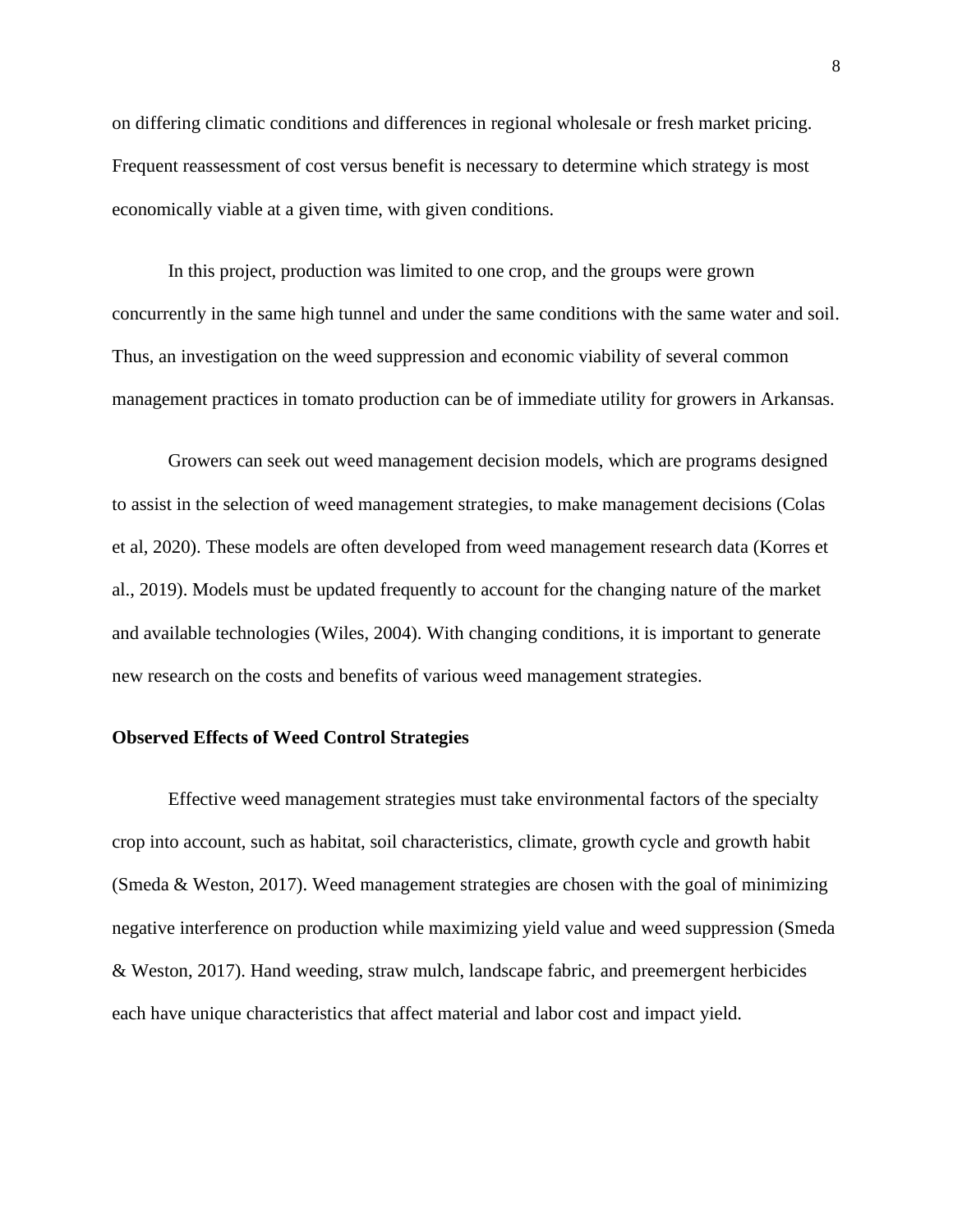on differing climatic conditions and differences in regional wholesale or fresh market pricing. Frequent reassessment of cost versus benefit is necessary to determine which strategy is most economically viable at a given time, with given conditions.

In this project, production was limited to one crop, and the groups were grown concurrently in the same high tunnel and under the same conditions with the same water and soil. Thus, an investigation on the weed suppression and economic viability of several common management practices in tomato production can be of immediate utility for growers in Arkansas.

Growers can seek out weed management decision models, which are programs designed to assist in the selection of weed management strategies, to make management decisions (Colas et al, 2020). These models are often developed from weed management research data (Korres et al., 2019). Models must be updated frequently to account for the changing nature of the market and available technologies (Wiles, 2004). With changing conditions, it is important to generate new research on the costs and benefits of various weed management strategies.

**Observed Effects of Weed Control Strategies**

Effective weed management strategies must take environmental factors of the specialty crop into account, such as habitat, soil characteristics, climate, growth cycle and growth habit (Smeda & Weston, 2017). Weed management strategies are chosen with the goal of minimizing negative interference on production while maximizing yield value and weed suppression (Smeda & Weston, 2017). Hand weeding, straw mulch, landscape fabric, and preemergent herbicides each have unique characteristics that affect material and labor cost and impact yield.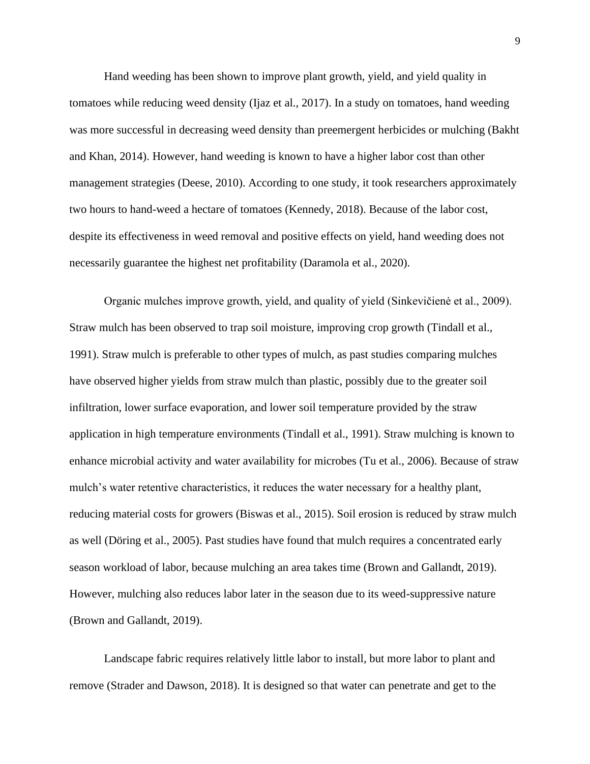Hand weeding has been shown to improve plant growth, yield, and yield quality in tomatoes while reducing weed density (Ijaz et al., 2017). In a study on tomatoes, hand weeding was more successful in decreasing weed density than preemergent herbicides or mulching (Bakht and Khan, 2014). However, hand weeding is known to have a higher labor cost than other management strategies (Deese, 2010). According to one study, it took researchers approximately two hours to hand-weed a hectare of tomatoes (Kennedy, 2018). Because of the labor cost, despite its effectiveness in weed removal and positive effects on yield, hand weeding does not necessarily guarantee the highest net profitability (Daramola et al., 2020).

Organic mulches improve growth, yield, and quality of yield (Sinkevičienė et al., 2009). Straw mulch has been observed to trap soil moisture, improving crop growth (Tindall et al., 1991). Straw mulch is preferable to other types of mulch, as past studies comparing mulches have observed higher yields from straw mulch than plastic, possibly due to the greater soil infiltration, lower surface evaporation, and lower soil temperature provided by the straw application in high temperature environments (Tindall et al., 1991). Straw mulching is known to enhance microbial activity and water availability for microbes (Tu et al., 2006). Because of straw mulch's water retentive characteristics, it reduces the water necessary for a healthy plant, reducing material costs for growers (Biswas et al., 2015). Soil erosion is reduced by straw mulch as well (Döring et al., 2005). Past studies have found that mulch requires a concentrated early season workload of labor, because mulching an area takes time (Brown and Gallandt, 2019). However, mulching also reduces labor later in the season due to its weed-suppressive nature (Brown and Gallandt, 2019).

Landscape fabric requires relatively little labor to install, but more labor to plant and remove (Strader and Dawson, 2018). It is designed so that water can penetrate and get to the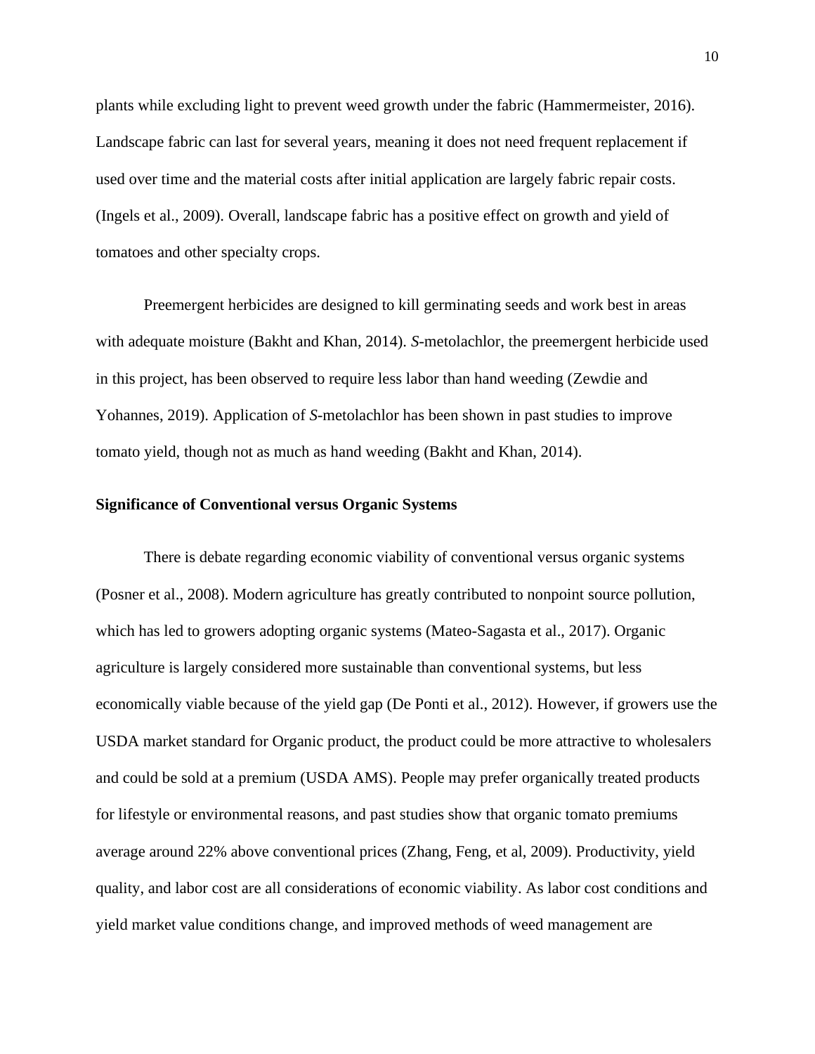plants while excluding light to prevent weed growth under the fabric (Hammermeister, 2016). Landscape fabric can last for several years, meaning it does not need frequent replacement if used over time and the material costs after initial application are largely fabric repair costs. (Ingels et al., 2009). Overall, landscape fabric has a positive effect on growth and yield of tomatoes and other specialty crops.

Preemergent herbicides are designed to kill germinating seeds and work best in areas with adequate moisture (Bakht and Khan, 2014). *S*-metolachlor, the preemergent herbicide used in this project, has been observed to require less labor than hand weeding (Zewdie and Yohannes, 2019). Application of *S*-metolachlor has been shown in past studies to improve tomato yield, though not as much as hand weeding (Bakht and Khan, 2014).

**Significance of Conventional versus Organic Systems**

There is debate regarding economic viability of conventional versus organic systems (Posner et al., 2008). Modern agriculture has greatly contributed to nonpoint source pollution, which has led to growers adopting organic systems (Mateo-Sagasta et al., 2017). Organic agriculture is largely considered more sustainable than conventional systems, but less economically viable because of the yield gap (De Ponti et al., 2012). However, if growers use the USDA market standard for Organic product, the product could be more attractive to wholesalers and could be sold at a premium (USDA AMS). People may prefer organically treated products for lifestyle or environmental reasons, and past studies show that organic tomato premiums average around 22% above conventional prices (Zhang, Feng, et al, 2009). Productivity, yield quality, and labor cost are all considerations of economic viability. As labor cost conditions and yield market value conditions change, and improved methods of weed management are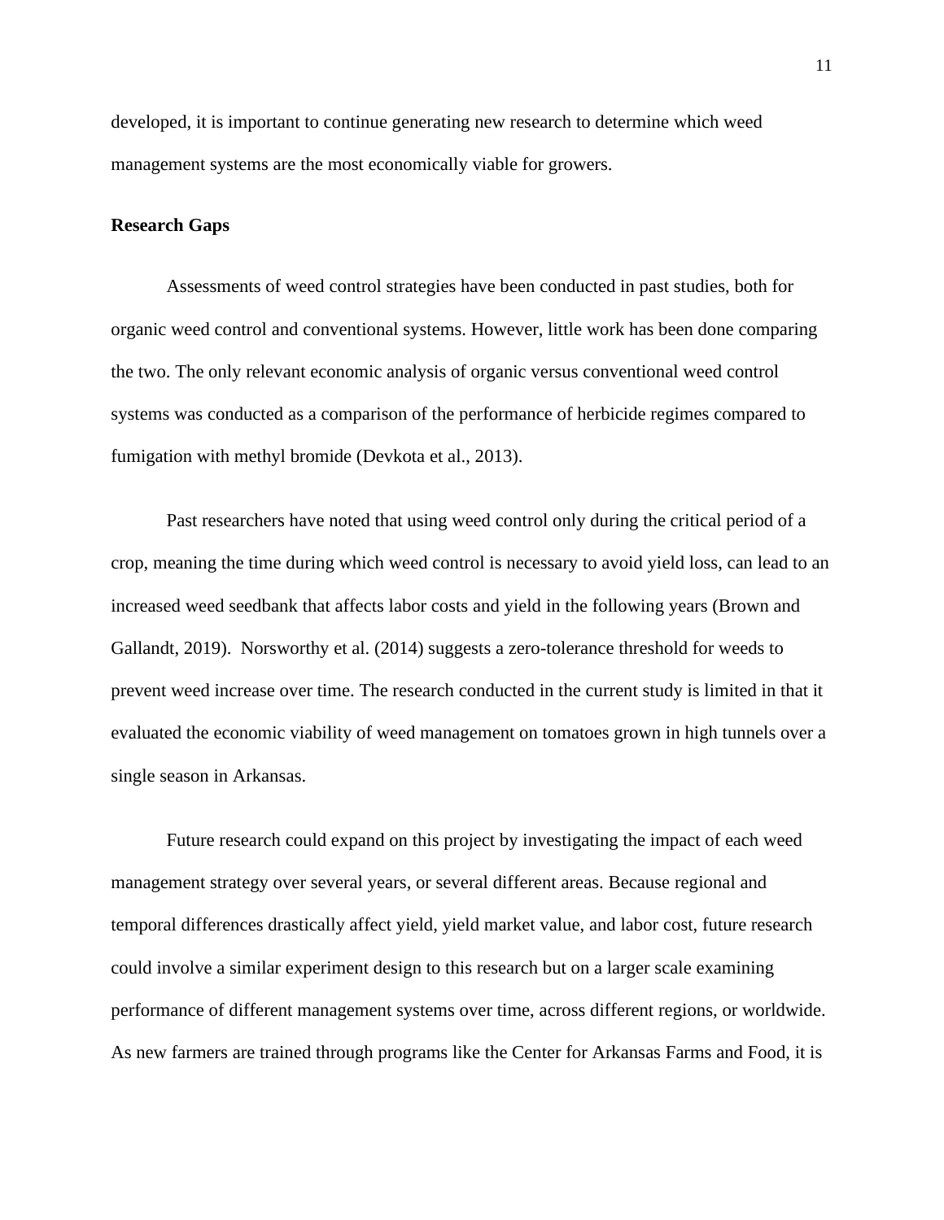developed, it is important to continue generating new research to determine which weed management systems are the most economically viable for growers.

**Research Gaps**

Assessments of weed control strategies have been conducted in past studies, both for organic weed control and conventional systems. However, little work has been done comparing the two. The only relevant economic analysis of organic versus conventional weed control systems was conducted as a comparison of the performance of herbicide regimes compared to fumigation with methyl bromide (Devkota et al., 2013).

Past researchers have noted that using weed control only during the critical period of a crop, meaning the time during which weed control is necessary to avoid yield loss, can lead to an increased weed seedbank that affects labor costs and yield in the following years (Brown and Gallandt, 2019). Norsworthy et al. (2014) suggests a zero-tolerance threshold for weeds to prevent weed increase over time. The research conducted in the current study is limited in that it evaluated the economic viability of weed management on tomatoes grown in high tunnels over a single season in Arkansas.

Future research could expand on this project by investigating the impact of each weed management strategy over several years, or several different areas. Because regional and temporal differences drastically affect yield, yield market value, and labor cost, future research could involve a similar experiment design to this research but on a larger scale examining performance of different management systems over time, across different regions, or worldwide. As new farmers are trained through programs like the Center for Arkansas Farms and Food, it is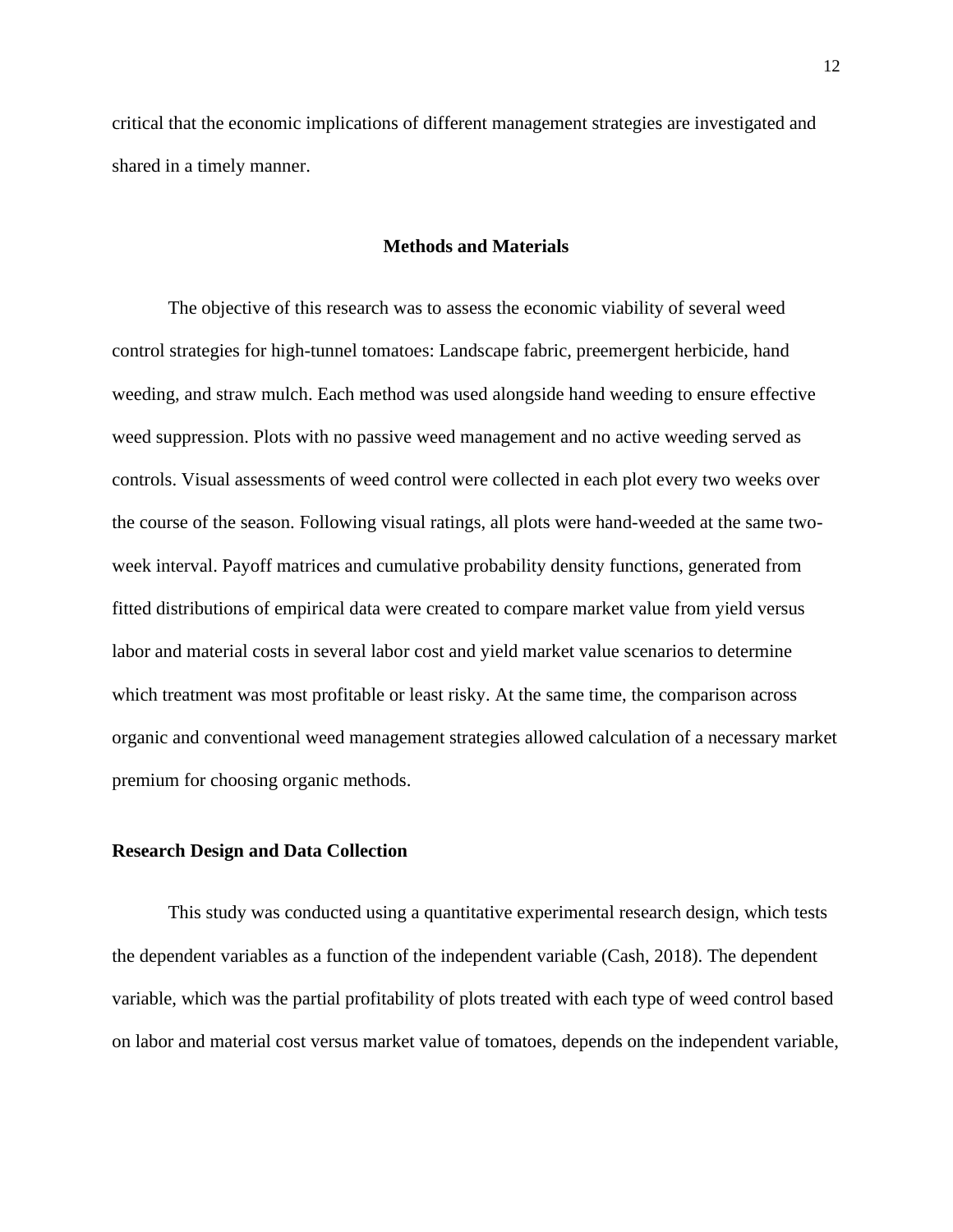critical that the economic implications of different management strategies are investigated and shared in a timely manner.

## Methods and Materials

The objective of this research was to assess the economic viability of several weed control strategies for high-tunnel tomatoes: Landscape fabric, preemergent herbicide, hand weeding, and straw mulch. Each method was used alongside hand weeding to ensure effective weed suppression. Plots with no passive weed management and no active weeding served as controls. Visual assessments of weed control were collected in each plot every two weeks over the course of the season. Following visual ratings, all plots were hand-weeded at the same two-week interval. Payoff matrices and cumulative probability density functions, generated from fitted distributions of empirical data were created to compare market value from yield versus labor and material costs in several labor cost and yield market value scenarios to determine which treatment was most profitable or least risky. At the same time, the comparison across organic and conventional weed management strategies allowed calculation of a necessary market premium for choosing organic methods.

### Research Design and Data Collection

This study was conducted using a quantitative experimental research design, which tests the dependent variables as a function of the independent variable (Cash, 2018). The dependent variable, which was the partial profitability of plots treated with each type of weed control based on labor and material cost versus market value of tomatoes, depends on the independent variable,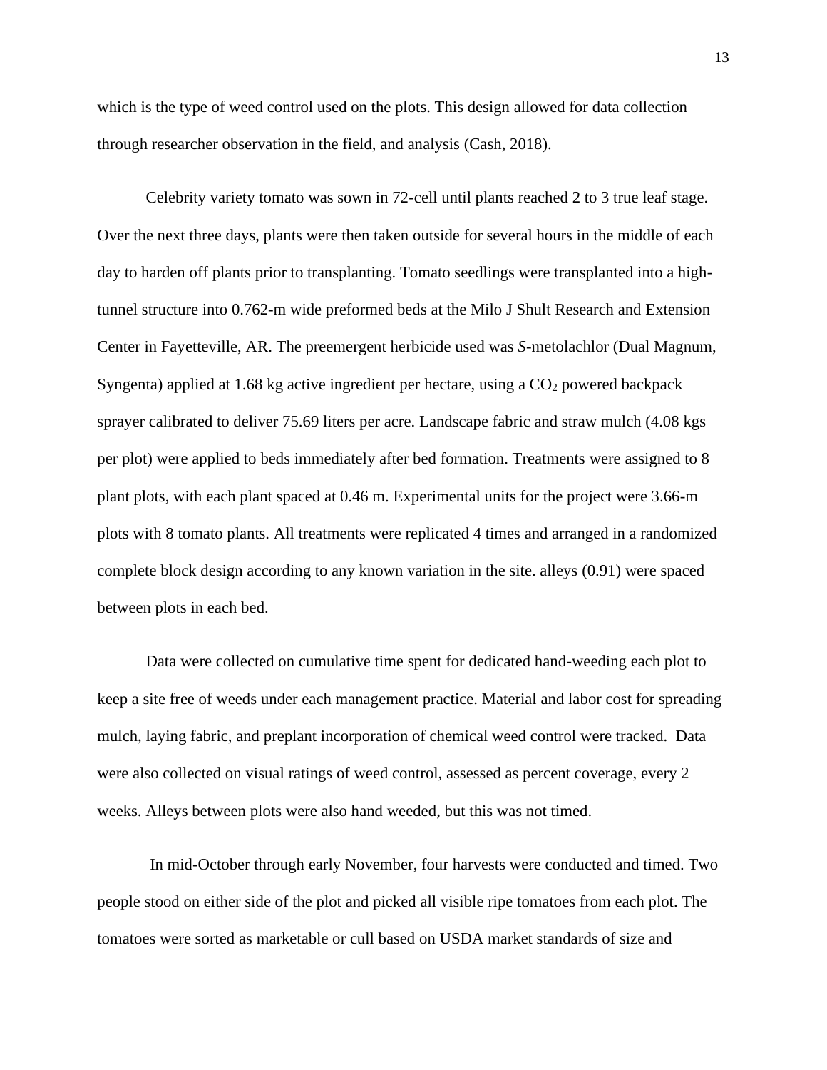which is the type of weed control used on the plots. This design allowed for data collection through researcher observation in the field, and analysis (Cash, 2018).

Celebrity variety tomato was sown in 72-cell until plants reached 2 to 3 true leaf stage. Over the next three days, plants were then taken outside for several hours in the middle of each day to harden off plants prior to transplanting. Tomato seedlings were transplanted into a high-tunnel structure into 0.762-m wide preformed beds at the Milo J Shult Research and Extension Center in Fayetteville, AR. The preemergent herbicide used was *S*-metolachlor (Dual Magnum, Syngenta) applied at 1.68 kg active ingredient per hectare, using a $CO_2$ powered backpack sprayer calibrated to deliver 75.69 liters per acre. Landscape fabric and straw mulch (4.08 kgs per plot) were applied to beds immediately after bed formation. Treatments were assigned to 8 plant plots, with each plant spaced at 0.46 m. Experimental units for the project were 3.66-m plots with 8 tomato plants. All treatments were replicated 4 times and arranged in a randomized complete block design according to any known variation in the site. alleys (0.91) were spaced between plots in each bed.

Data were collected on cumulative time spent for dedicated hand-weeding each plot to keep a site free of weeds under each management practice. Material and labor cost for spreading mulch, laying fabric, and preplant incorporation of chemical weed control were tracked. Data were also collected on visual ratings of weed control, assessed as percent coverage, every 2 weeks. Alleys between plots were also hand weeded, but this was not timed.

In mid-October through early November, four harvests were conducted and timed. Two people stood on either side of the plot and picked all visible ripe tomatoes from each plot. The tomatoes were sorted as marketable or cull based on USDA market standards of size and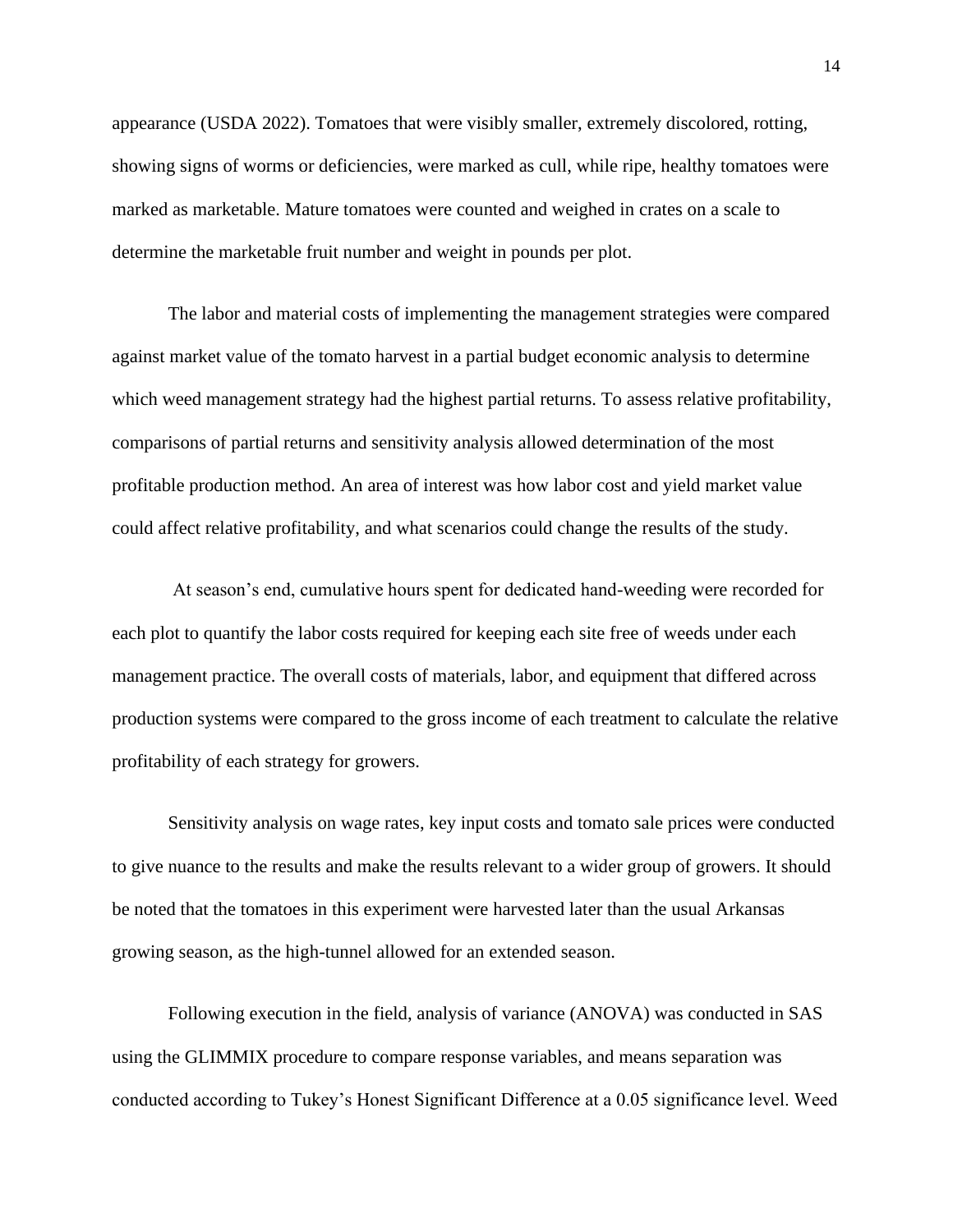appearance (USDA 2022). Tomatoes that were visibly smaller, extremely discolored, rotting, showing signs of worms or deficiencies, were marked as cull, while ripe, healthy tomatoes were marked as marketable. Mature tomatoes were counted and weighed in crates on a scale to determine the marketable fruit number and weight in pounds per plot.

The labor and material costs of implementing the management strategies were compared against market value of the tomato harvest in a partial budget economic analysis to determine which weed management strategy had the highest partial returns. To assess relative profitability, comparisons of partial returns and sensitivity analysis allowed determination of the most profitable production method. An area of interest was how labor cost and yield market value could affect relative profitability, and what scenarios could change the results of the study.

At season's end, cumulative hours spent for dedicated hand-weeding were recorded for each plot to quantify the labor costs required for keeping each site free of weeds under each management practice. The overall costs of materials, labor, and equipment that differed across production systems were compared to the gross income of each treatment to calculate the relative profitability of each strategy for growers.

Sensitivity analysis on wage rates, key input costs and tomato sale prices were conducted to give nuance to the results and make the results relevant to a wider group of growers. It should be noted that the tomatoes in this experiment were harvested later than the usual Arkansas growing season, as the high-tunnel allowed for an extended season.

Following execution in the field, analysis of variance (ANOVA) was conducted in SAS using the GLIMMIX procedure to compare response variables, and means separation was conducted according to Tukey's Honest Significant Difference at a 0.05 significance level. Weed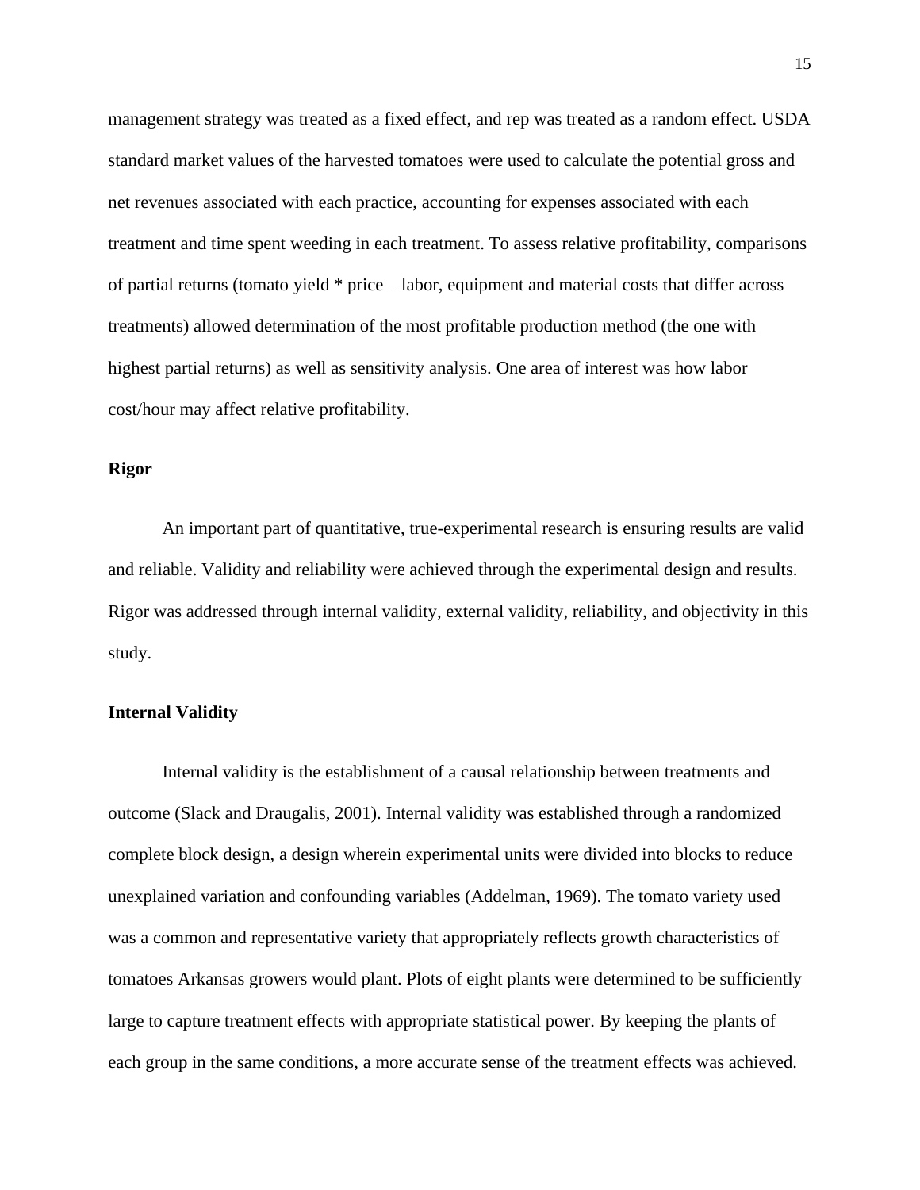management strategy was treated as a fixed effect, and rep was treated as a random effect. USDA standard market values of the harvested tomatoes were used to calculate the potential gross and net revenues associated with each practice, accounting for expenses associated with each treatment and time spent weeding in each treatment. To assess relative profitability, comparisons of partial returns (tomato yield * price – labor, equipment and material costs that differ across treatments) allowed determination of the most profitable production method (the one with highest partial returns) as well as sensitivity analysis. One area of interest was how labor cost/hour may affect relative profitability.

## Rigor

An important part of quantitative, true-experimental research is ensuring results are valid and reliable. Validity and reliability were achieved through the experimental design and results. Rigor was addressed through internal validity, external validity, reliability, and objectivity in this study.

## Internal Validity

Internal validity is the establishment of a causal relationship between treatments and outcome (Slack and Draugalis, 2001). Internal validity was established through a randomized complete block design, a design wherein experimental units were divided into blocks to reduce unexplained variation and confounding variables (Addelman, 1969). The tomato variety used was a common and representative variety that appropriately reflects growth characteristics of tomatoes Arkansas growers would plant. Plots of eight plants were determined to be sufficiently large to capture treatment effects with appropriate statistical power. By keeping the plants of each group in the same conditions, a more accurate sense of the treatment effects was achieved.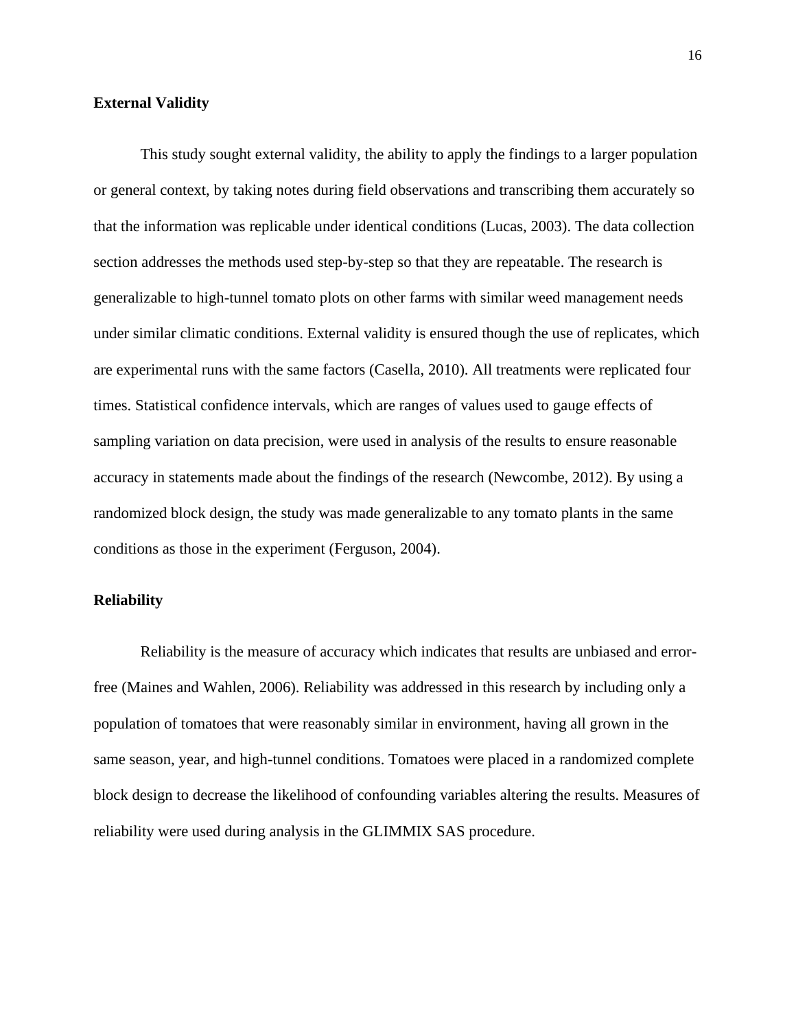## External Validity

This study sought external validity, the ability to apply the findings to a larger population or general context, by taking notes during field observations and transcribing them accurately so that the information was replicable under identical conditions (Lucas, 2003). The data collection section addresses the methods used step-by-step so that they are repeatable. The research is generalizable to high-tunnel tomato plots on other farms with similar weed management needs under similar climatic conditions. External validity is ensured though the use of replicates, which are experimental runs with the same factors (Casella, 2010). All treatments were replicated four times. Statistical confidence intervals, which are ranges of values used to gauge effects of sampling variation on data precision, were used in analysis of the results to ensure reasonable accuracy in statements made about the findings of the research (Newcombe, 2012). By using a randomized block design, the study was made generalizable to any tomato plants in the same conditions as those in the experiment (Ferguson, 2004).

## Reliability

Reliability is the measure of accuracy which indicates that results are unbiased and error-free (Maines and Wahlen, 2006). Reliability was addressed in this research by including only a population of tomatoes that were reasonably similar in environment, having all grown in the same season, year, and high-tunnel conditions. Tomatoes were placed in a randomized complete block design to decrease the likelihood of confounding variables altering the results. Measures of reliability were used during analysis in the GLIMMIX SAS procedure.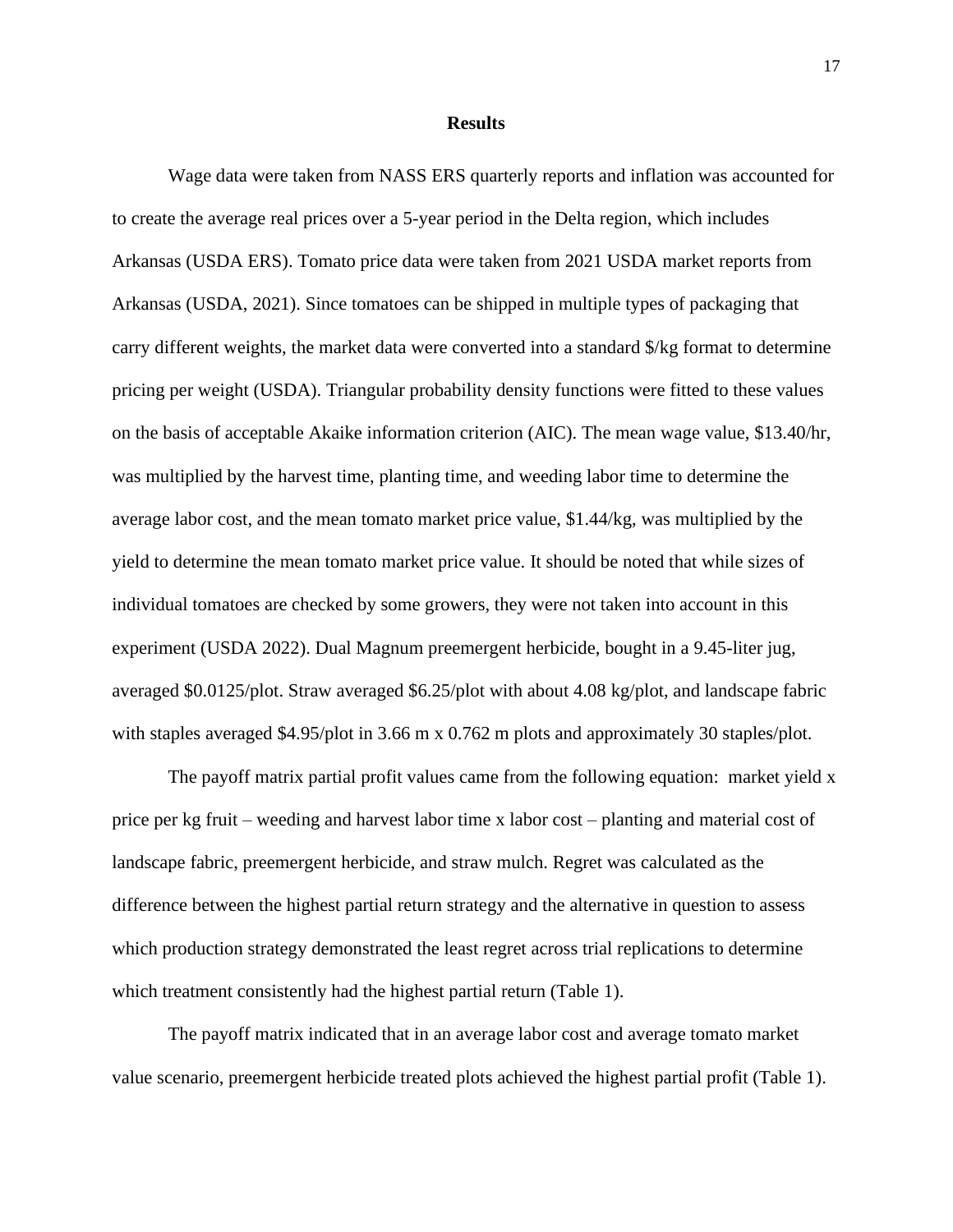## Results

Wage data were taken from NASS ERS quarterly reports and inflation was accounted for to create the average real prices over a 5-year period in the Delta region, which includes Arkansas (USDA ERS). Tomato price data were taken from 2021 USDA market reports from Arkansas (USDA, 2021). Since tomatoes can be shipped in multiple types of packaging that carry different weights, the market data were converted into a standard $/kg format to determine pricing per weight (USDA). Triangular probability density functions were fitted to these values on the basis of acceptable Akaike information criterion (AIC). The mean wage value, $13.40/hr, was multiplied by the harvest time, planting time, and weeding labor time to determine the average labor cost, and the mean tomato market price value, $1.44/kg, was multiplied by the yield to determine the mean tomato market price value. It should be noted that while sizes of individual tomatoes are checked by some growers, they were not taken into account in this experiment (USDA 2022). Dual Magnum preemergent herbicide, bought in a 9.45-liter jug, averaged $0.0125/plot. Straw averaged $6.25/plot with about 4.08 kg/plot, and landscape fabric with staples averaged $4.95/plot in 3.66 m x 0.762 m plots and approximately 30 staples/plot.

The payoff matrix partial profit values came from the following equation: market yield x price per kg fruit – weeding and harvest labor time x labor cost – planting and material cost of landscape fabric, preemergent herbicide, and straw mulch. Regret was calculated as the difference between the highest partial return strategy and the alternative in question to assess which production strategy demonstrated the least regret across trial replications to determine which treatment consistently had the highest partial return (Table 1).

The payoff matrix indicated that in an average labor cost and average tomato market value scenario, preemergent herbicide treated plots achieved the highest partial profit (Table 1).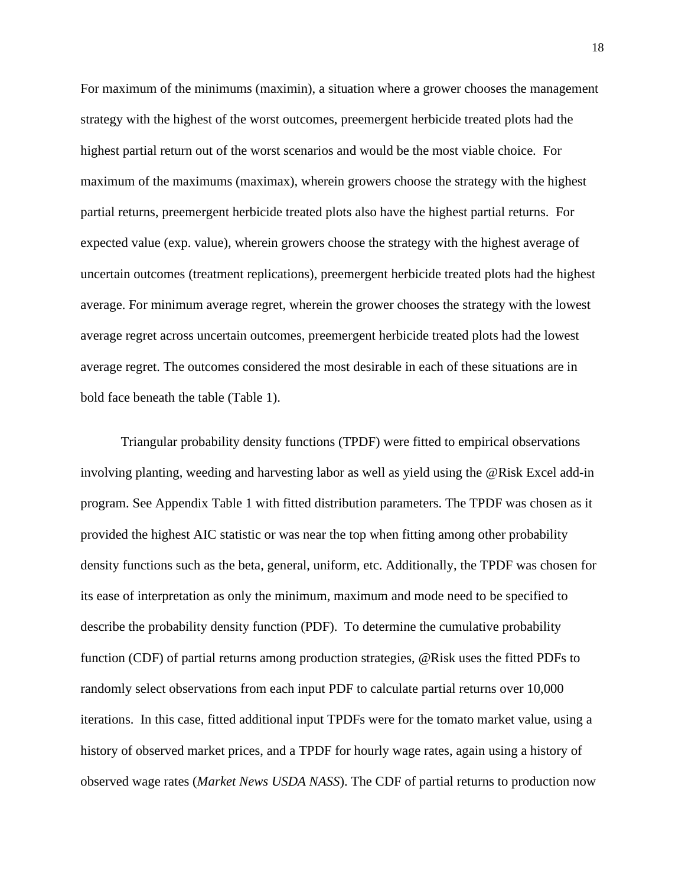For maximum of the minimums (maximin), a situation where a grower chooses the management strategy with the highest of the worst outcomes, preemergent herbicide treated plots had the highest partial return out of the worst scenarios and would be the most viable choice. For maximum of the maximums (maximax), wherein growers choose the strategy with the highest partial returns, preemergent herbicide treated plots also have the highest partial returns. For expected value (exp. value), wherein growers choose the strategy with the highest average of uncertain outcomes (treatment replications), preemergent herbicide treated plots had the highest average. For minimum average regret, wherein the grower chooses the strategy with the lowest average regret across uncertain outcomes, preemergent herbicide treated plots had the lowest average regret. The outcomes considered the most desirable in each of these situations are in bold face beneath the table (Table 1).

Triangular probability density functions (TPDF) were fitted to empirical observations involving planting, weeding and harvesting labor as well as yield using the @Risk Excel add-in program. See Appendix Table 1 with fitted distribution parameters. The TPDF was chosen as it provided the highest AIC statistic or was near the top when fitting among other probability density functions such as the beta, general, uniform, etc. Additionally, the TPDF was chosen for its ease of interpretation as only the minimum, maximum and mode need to be specified to describe the probability density function (PDF). To determine the cumulative probability function (CDF) of partial returns among production strategies, @Risk uses the fitted PDFs to randomly select observations from each input PDF to calculate partial returns over 10,000 iterations. In this case, fitted additional input TPDFs were for the tomato market value, using a history of observed market prices, and a TPDF for hourly wage rates, again using a history of observed wage rates (*Market News USDA NASS*). The CDF of partial returns to production now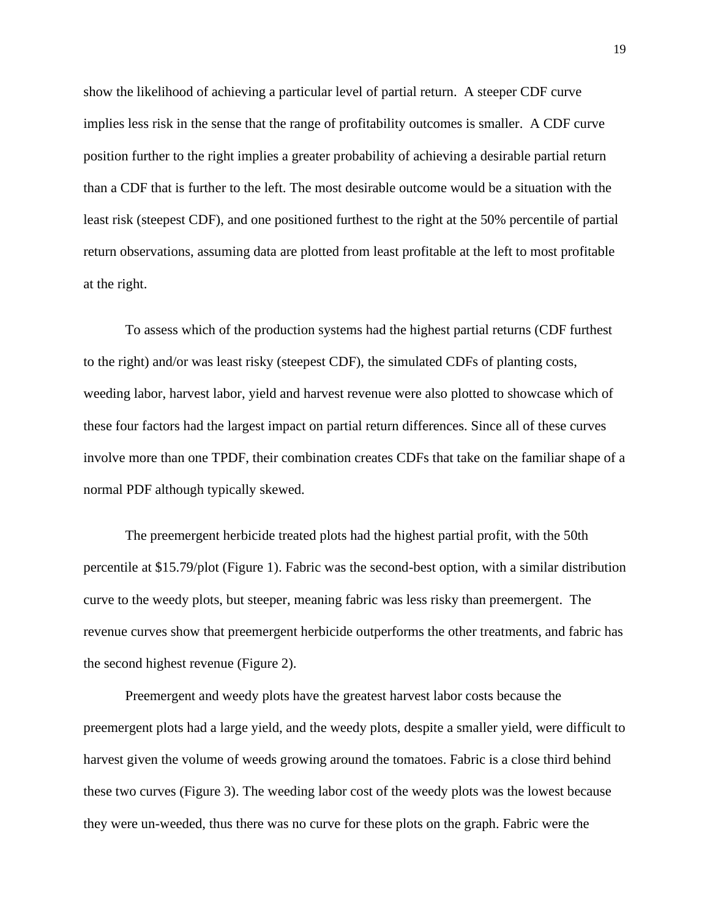show the likelihood of achieving a particular level of partial return. A steeper CDF curve implies less risk in the sense that the range of profitability outcomes is smaller. A CDF curve position further to the right implies a greater probability of achieving a desirable partial return than a CDF that is further to the left. The most desirable outcome would be a situation with the least risk (steepest CDF), and one positioned furthest to the right at the 50% percentile of partial return observations, assuming data are plotted from least profitable at the left to most profitable at the right.

To assess which of the production systems had the highest partial returns (CDF furthest to the right) and/or was least risky (steepest CDF), the simulated CDFs of planting costs, weeding labor, harvest labor, yield and harvest revenue were also plotted to showcase which of these four factors had the largest impact on partial return differences. Since all of these curves involve more than one TPDF, their combination creates CDFs that take on the familiar shape of a normal PDF although typically skewed.

The preemergent herbicide treated plots had the highest partial profit, with the 50th percentile at $15.79/plot (Figure 1). Fabric was the second-best option, with a similar distribution curve to the weedy plots, but steeper, meaning fabric was less risky than preemergent. The revenue curves show that preemergent herbicide outperforms the other treatments, and fabric has the second highest revenue (Figure 2).

Preemergent and weedy plots have the greatest harvest labor costs because the preemergent plots had a large yield, and the weedy plots, despite a smaller yield, were difficult to harvest given the volume of weeds growing around the tomatoes. Fabric is a close third behind these two curves (Figure 3). The weeding labor cost of the weedy plots was the lowest because they were un-weeded, thus there was no curve for these plots on the graph. Fabric were the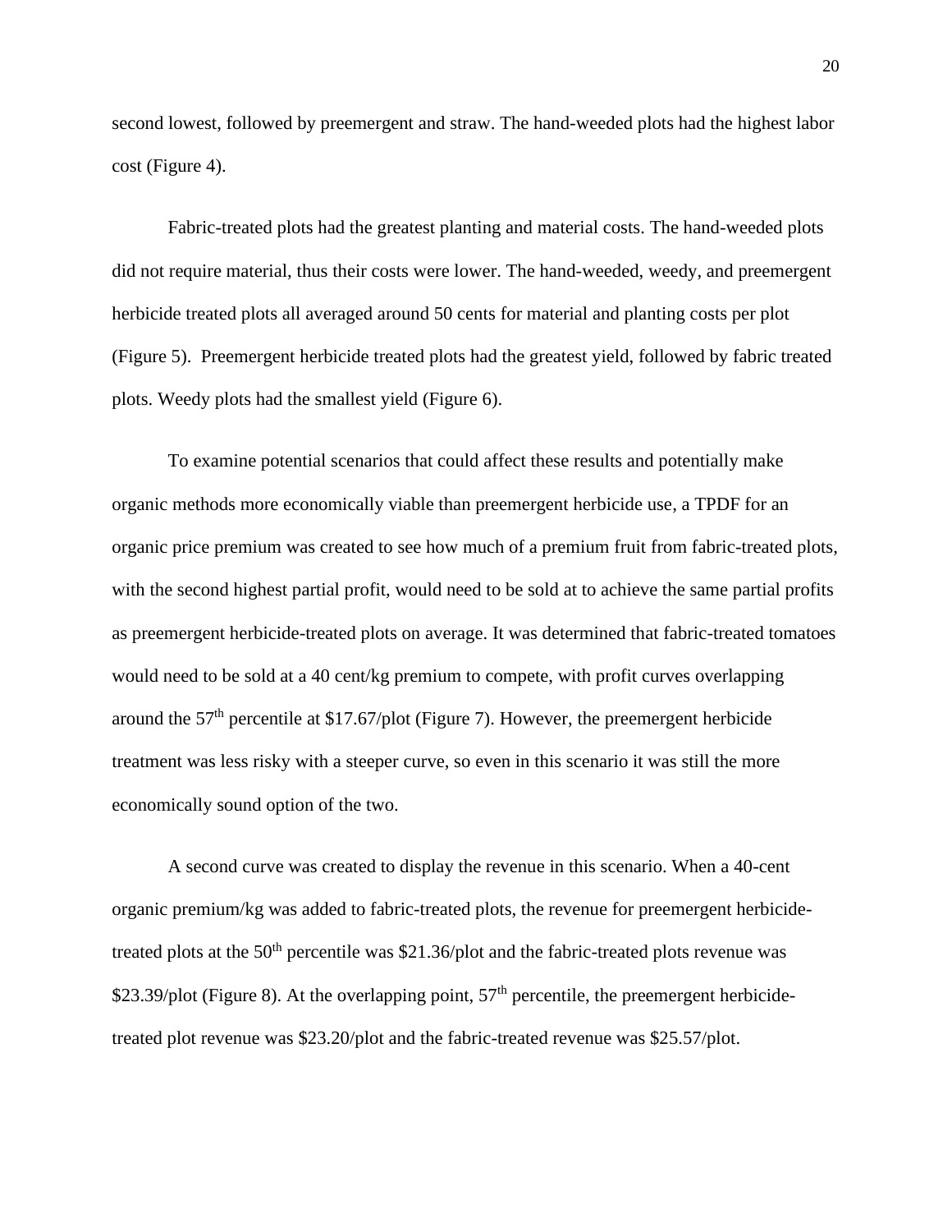second lowest, followed by preemergent and straw. The hand-weeded plots had the highest labor cost (Figure 4).

Fabric-treated plots had the greatest planting and material costs. The hand-weeded plots did not require material, thus their costs were lower. The hand-weeded, weedy, and preemergent herbicide treated plots all averaged around 50 cents for material and planting costs per plot (Figure 5). Preemergent herbicide treated plots had the greatest yield, followed by fabric treated plots. Weedy plots had the smallest yield (Figure 6).

To examine potential scenarios that could affect these results and potentially make organic methods more economically viable than preemergent herbicide use, a TPDF for an organic price premium was created to see how much of a premium fruit from fabric-treated plots, with the second highest partial profit, would need to be sold at to achieve the same partial profits as preemergent herbicide-treated plots on average. It was determined that fabric-treated tomatoes would need to be sold at a 40 cent/kg premium to compete, with profit curves overlapping around the 57th percentile at $17.67/plot (Figure 7). However, the preemergent herbicide treatment was less risky with a steeper curve, so even in this scenario it was still the more economically sound option of the two.

A second curve was created to display the revenue in this scenario. When a 40-cent organic premium/kg was added to fabric-treated plots, the revenue for preemergent herbicide-treated plots at the 50th percentile was $21.36/plot and the fabric-treated plots revenue was $23.39/plot (Figure 8). At the overlapping point, 57th percentile, the preemergent herbicide-treated plot revenue was $23.20/plot and the fabric-treated revenue was $25.57/plot.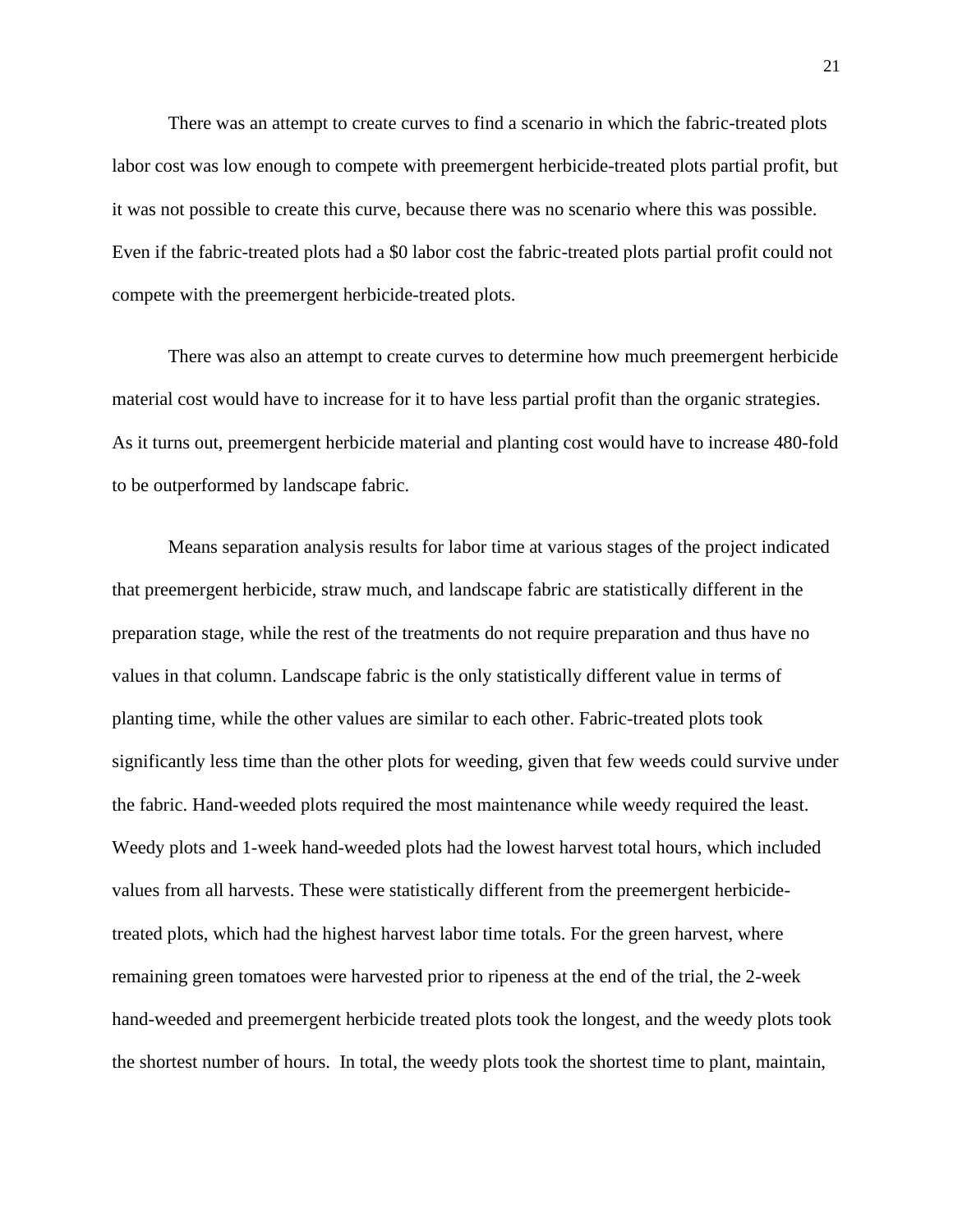There was an attempt to create curves to find a scenario in which the fabric-treated plots labor cost was low enough to compete with preemergent herbicide-treated plots partial profit, but it was not possible to create this curve, because there was no scenario where this was possible. Even if the fabric-treated plots had a $0 labor cost the fabric-treated plots partial profit could not compete with the preemergent herbicide-treated plots.

There was also an attempt to create curves to determine how much preemergent herbicide material cost would have to increase for it to have less partial profit than the organic strategies. As it turns out, preemergent herbicide material and planting cost would have to increase 480-fold to be outperformed by landscape fabric.

Means separation analysis results for labor time at various stages of the project indicated that preemergent herbicide, straw much, and landscape fabric are statistically different in the preparation stage, while the rest of the treatments do not require preparation and thus have no values in that column. Landscape fabric is the only statistically different value in terms of planting time, while the other values are similar to each other. Fabric-treated plots took significantly less time than the other plots for weeding, given that few weeds could survive under the fabric. Hand-weeded plots required the most maintenance while weedy required the least. Weedy plots and 1-week hand-weeded plots had the lowest harvest total hours, which included values from all harvests. These were statistically different from the preemergent herbicide-treated plots, which had the highest harvest labor time totals. For the green harvest, where remaining green tomatoes were harvested prior to ripeness at the end of the trial, the 2-week hand-weeded and preemergent herbicide treated plots took the longest, and the weedy plots took the shortest number of hours. In total, the weedy plots took the shortest time to plant, maintain,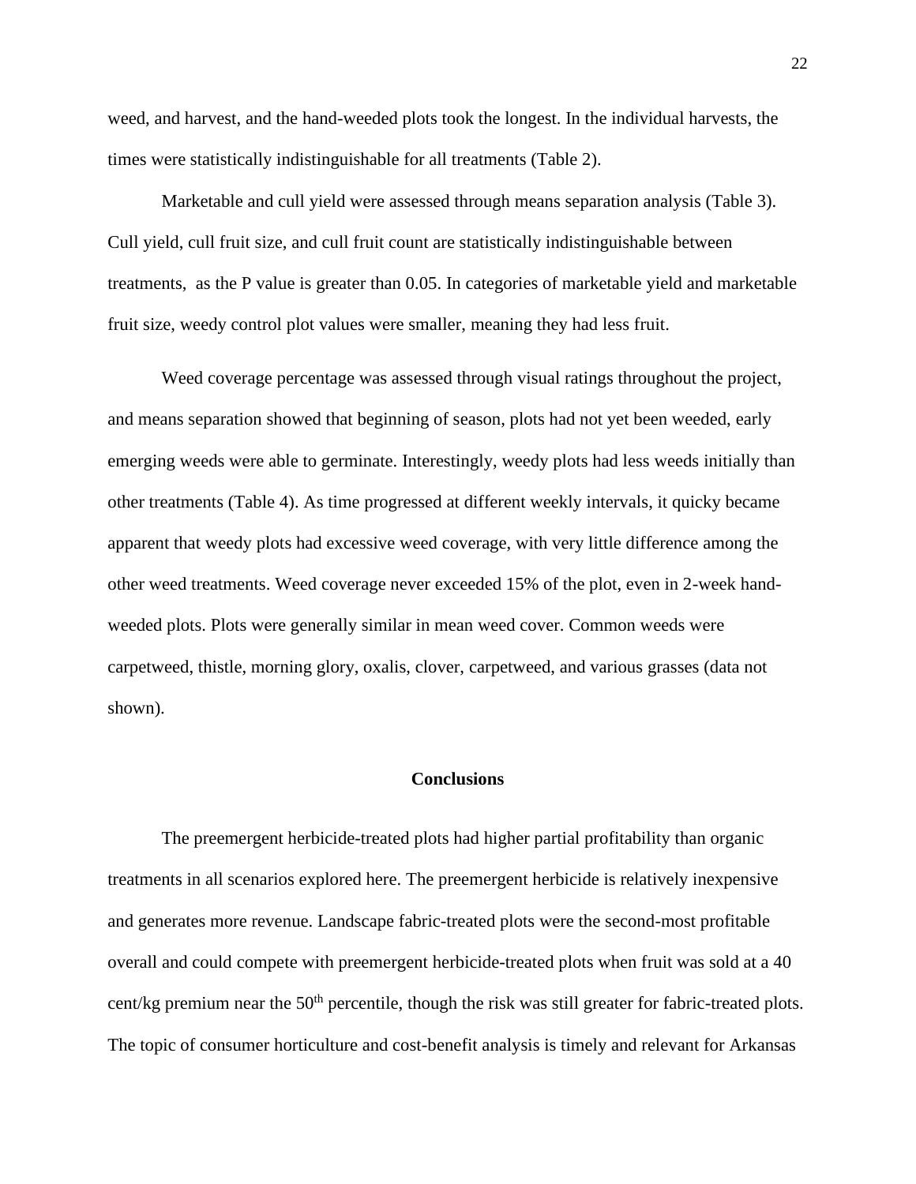weed, and harvest, and the hand-weeded plots took the longest. In the individual harvests, the times were statistically indistinguishable for all treatments (Table 2).

Marketable and cull yield were assessed through means separation analysis (Table 3). Cull yield, cull fruit size, and cull fruit count are statistically indistinguishable between treatments,  as the P value is greater than 0.05. In categories of marketable yield and marketable fruit size, weedy control plot values were smaller, meaning they had less fruit.

Weed coverage percentage was assessed through visual ratings throughout the project, and means separation showed that beginning of season, plots had not yet been weeded, early emerging weeds were able to germinate. Interestingly, weedy plots had less weeds initially than other treatments (Table 4). As time progressed at different weekly intervals, it quicky became apparent that weedy plots had excessive weed coverage, with very little difference among the other weed treatments. Weed coverage never exceeded 15% of the plot, even in 2-week hand-weeded plots. Plots were generally similar in mean weed cover. Common weeds were carpetweed, thistle, morning glory, oxalis, clover, carpetweed, and various grasses (data not shown).

## Conclusions

The preemergent herbicide-treated plots had higher partial profitability than organic treatments in all scenarios explored here. The preemergent herbicide is relatively inexpensive and generates more revenue. Landscape fabric-treated plots were the second-most profitable overall and could compete with preemergent herbicide-treated plots when fruit was sold at a 40 cent/kg premium near the 50th percentile, though the risk was still greater for fabric-treated plots. The topic of consumer horticulture and cost-benefit analysis is timely and relevant for Arkansas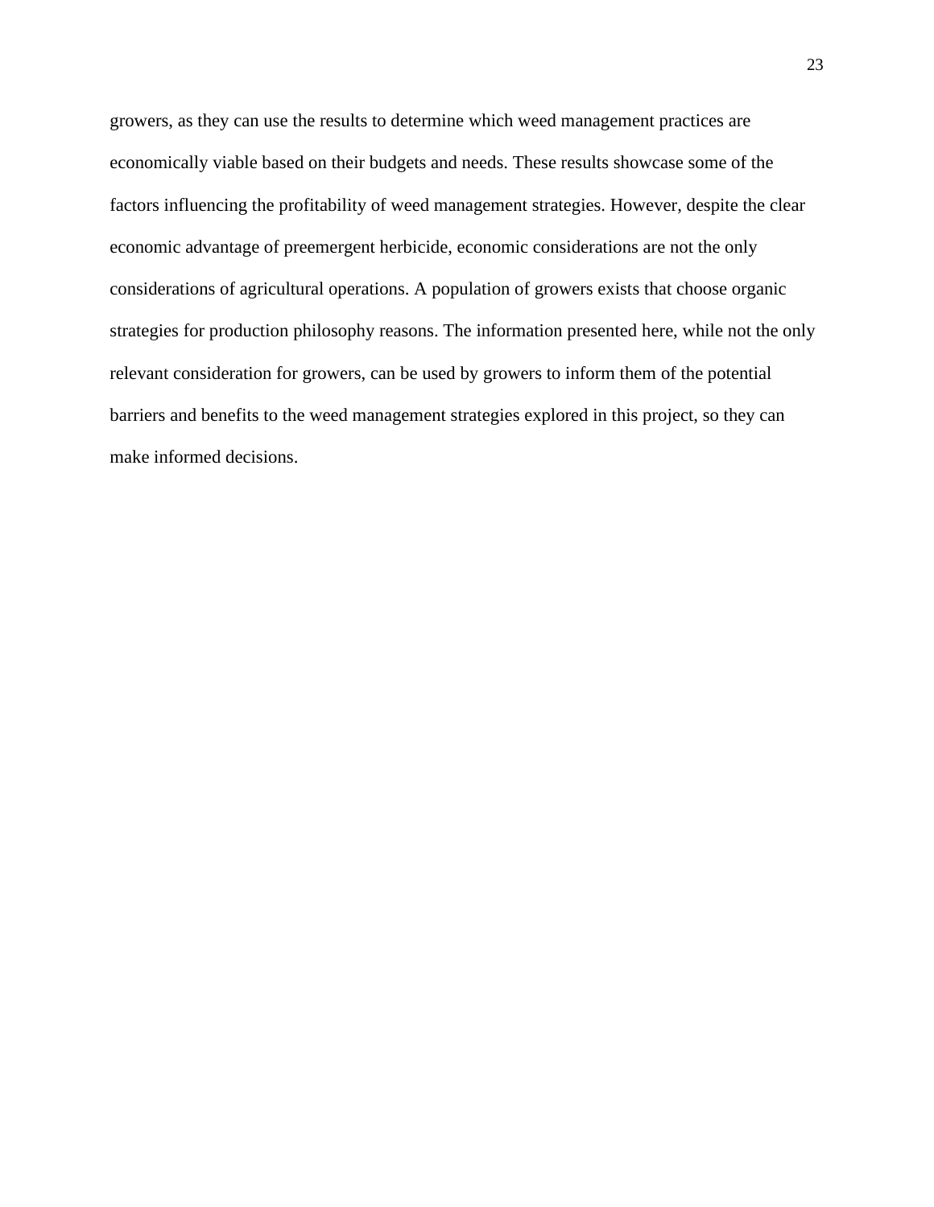growers, as they can use the results to determine which weed management practices are economically viable based on their budgets and needs. These results showcase some of the factors influencing the profitability of weed management strategies. However, despite the clear economic advantage of preemergent herbicide, economic considerations are not the only considerations of agricultural operations. A population of growers exists that choose organic strategies for production philosophy reasons. The information presented here, while not the only relevant consideration for growers, can be used by growers to inform them of the potential barriers and benefits to the weed management strategies explored in this project, so they can make informed decisions.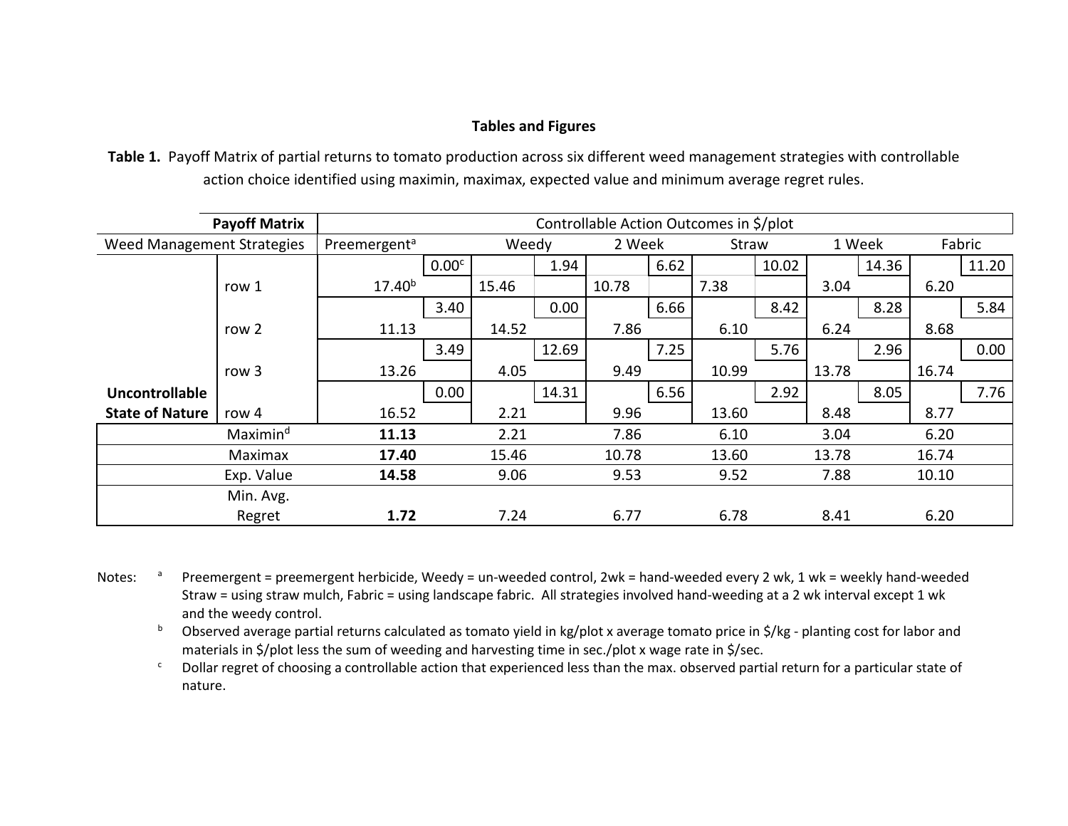**Tables and Figures**

**Table 1.** Payoff Matrix of partial returns to tomato production across six different weed management strategies with controllable action choice identified using maximin, maximax, expected value and minimum average regret rules.

| **Payoff Matrix** | | Controllable Action Outcomes in $/plot | | | | | | | | | | | |
|---|---|---|---|---|---|---|---|---|---|---|---|---|---|
| Weed Management Strategies | | Preemergent[a] | | Weedy | | 2 Week | | Straw | | 1 Week | | Fabric | |
| | | Payoff | Regret | Payoff | Regret | Payoff | Regret | Payoff | Regret | Payoff | Regret | Payoff | Regret |
| **Uncontrollable State of Nature** | row 1 | 17.40[b] | 0.00[c] | 15.46 | 1.94 | 10.78 | 6.62 | 7.38 | 10.02 | 3.04 | 14.36 | 6.20 | 11.20 |
| | row 2 | 11.13 | 3.40 | 14.52 | 0.00 | 7.86 | 6.66 | 6.10 | 8.42 | 6.24 | 8.28 | 8.68 | 5.84 |
| | row 3 | 13.26 | 3.49 | 4.05 | 12.69 | 9.49 | 7.25 | 10.99 | 5.76 | 13.78 | 2.96 | 16.74 | 0.00 |
| | row 4 | 16.52 | 0.00 | 2.21 | 14.31 | 9.96 | 6.56 | 13.60 | 2.92 | 8.48 | 8.05 | 8.77 | 7.76 |
| Maximin[d] | | **11.13** | | 2.21 | | 7.86 | | 6.10 | | 3.04 | | 6.20 | |
| Maximax | | **17.40** | | 15.46 | | 10.78 | | 13.60 | | 13.78 | | 16.74 | |
| Exp. Value | | **14.58** | | 9.06 | | 9.53 | | 9.52 | | 7.88 | | 10.10 | |
| Min. Avg. Regret | | **1.72** | | 7.24 | | 6.77 | | 6.78 | | 8.41 | | 6.20 | |

Notes:

[a] Preemergent = preemergent herbicide, Weedy = un-weeded control, 2wk = hand-weeded every 2 wk, 1 wk = weekly hand-weeded Straw = using straw mulch, Fabric = using landscape fabric. All strategies involved hand-weeding at a 2 wk interval except 1 wk and the weedy control.

[b] Observed average partial returns calculated as tomato yield in kg/plot x average tomato price in $/kg - planting cost for labor and materials in $/plot less the sum of weeding and harvesting time in sec./plot x wage rate in $/sec.

[c] Dollar regret of choosing a controllable action that experienced less than the max. observed partial return for a particular state of nature.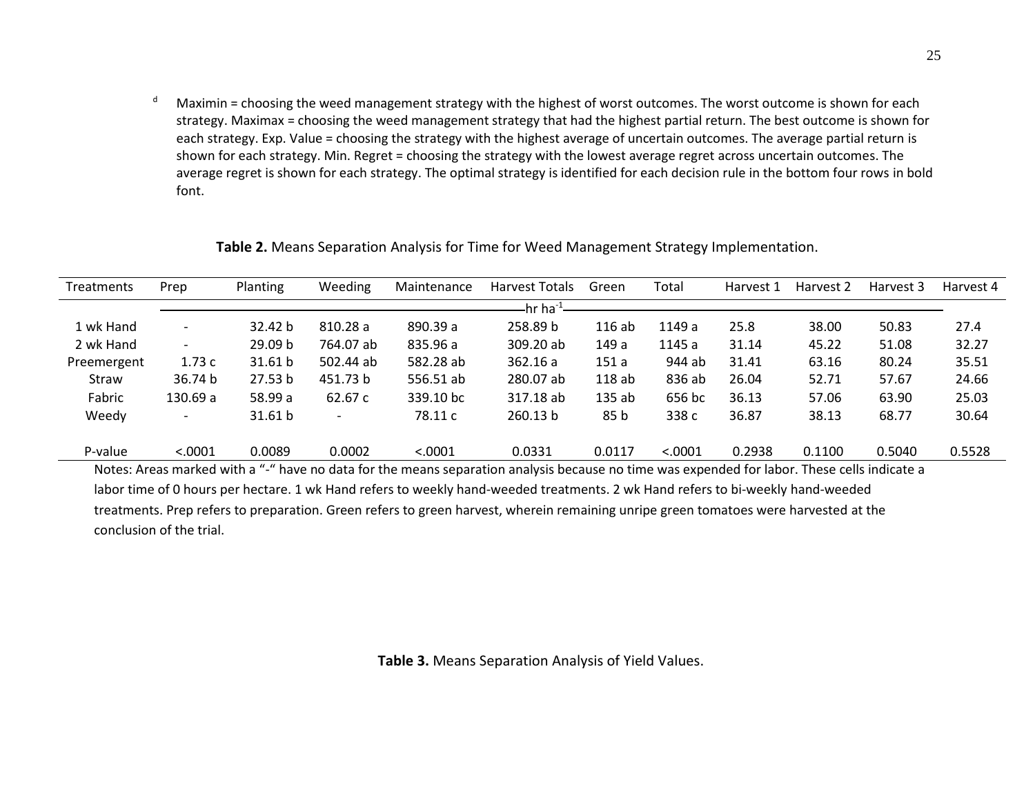[d] Maximin = choosing the weed management strategy with the highest of worst outcomes. The worst outcome is shown for each strategy. Maximax = choosing the weed management strategy that had the highest partial return. The best outcome is shown for each strategy. Exp. Value = choosing the strategy with the highest average of uncertain outcomes. The average partial return is shown for each strategy. Min. Regret = choosing the strategy with the lowest average regret across uncertain outcomes. The average regret is shown for each strategy. The optimal strategy is identified for each decision rule in the bottom four rows in bold font.

**Table 2.** Means Separation Analysis for Time for Weed Management Strategy Implementation.

| Treatments | Prep | Planting | Weeding | Maintenance | Harvest Totals | Green | Total | Harvest 1 | Harvest 2 | Harvest 3 | Harvest 4 |
|---|---|---|---|---|---|---|---|---|---|---|---|
| | hr ha$^{-1}$ | | | | | | | | | | |
| 1 wk Hand | - | 32.42 b | 810.28 a | 890.39 a | 258.89 b | 116 ab | 1149 a | 25.8 | 38.00 | 50.83 | 27.4 |
| 2 wk Hand | - | 29.09 b | 764.07 ab | 835.96 a | 309.20 ab | 149 a | 1145 a | 31.14 | 45.22 | 51.08 | 32.27 |
| Preemergent | 1.73 c | 31.61 b | 502.44 ab | 582.28 ab | 362.16 a | 151 a | 944 ab | 31.41 | 63.16 | 80.24 | 35.51 |
| Straw | 36.74 b | 27.53 b | 451.73 b | 556.51 ab | 280.07 ab | 118 ab | 836 ab | 26.04 | 52.71 | 57.67 | 24.66 |
| Fabric | 130.69 a | 58.99 a | 62.67 c | 339.10 bc | 317.18 ab | 135 ab | 656 bc | 36.13 | 57.06 | 63.90 | 25.03 |
| Weedy | - | 31.61 b | - | 78.11 c | 260.13 b | 85 b | 338 c | 36.87 | 38.13 | 68.77 | 30.64 |
| P-value | <.0001 | 0.0089 | 0.0002 | <.0001 | 0.0331 | 0.0117 | <.0001 | 0.2938 | 0.1100 | 0.5040 | 0.5528 |

Notes: Areas marked with a "-" have no data for the means separation analysis because no time was expended for labor. These cells indicate a labor time of 0 hours per hectare. 1 wk Hand refers to weekly hand-weeded treatments. 2 wk Hand refers to bi-weekly hand-weeded treatments. Prep refers to preparation. Green refers to green harvest, wherein remaining unripe green tomatoes were harvested at the conclusion of the trial.

**Table 3.** Means Separation Analysis of Yield Values.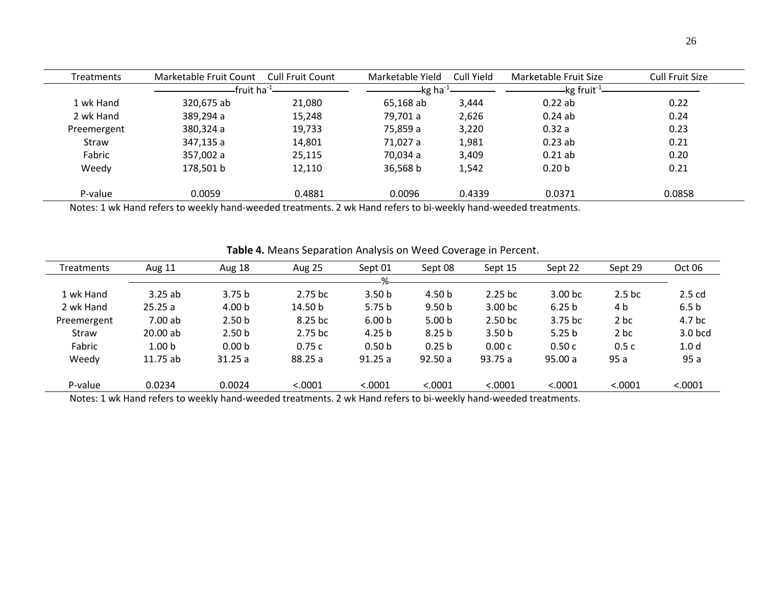| Treatments | Marketable Fruit Count | Cull Fruit Count | Marketable Yield | Cull Yield | Marketable Fruit Size | Cull Fruit Size |
|---|---|---|---|---|---|---|
| | fruit $ha^{-1}$ | | kg $ha^{-1}$ | | kg $fruit^{-1}$ | |
| 1 wk Hand | 320,675 ab | 21,080 | 65,168 ab | 3,444 | 0.22 ab | 0.22 |
| 2 wk Hand | 389,294 a | 15,248 | 79,701 a | 2,626 | 0.24 ab | 0.24 |
| Preemergent | 380,324 a | 19,733 | 75,859 a | 3,220 | 0.32 a | 0.23 |
| Straw | 347,135 a | 14,801 | 71,027 a | 1,981 | 0.23 ab | 0.21 |
| Fabric | 357,002 a | 25,115 | 70,034 a | 3,409 | 0.21 ab | 0.20 |
| Weedy | 178,501 b | 12,110 | 36,568 b | 1,542 | 0.20 b | 0.21 |
| P-value | 0.0059 | 0.4881 | 0.0096 | 0.4339 | 0.0371 | 0.0858 |

Notes: 1 wk Hand refers to weekly hand-weeded treatments. 2 wk Hand refers to bi-weekly hand-weeded treatments.

**Table 4.** Means Separation Analysis on Weed Coverage in Percent.

| Treatments | Aug 11 | Aug 18 | Aug 25 | Sept 01 | Sept 08 | Sept 15 | Sept 22 | Sept 29 | Oct 06 |
|---|---|---|---|---|---|---|---|---|---|
| | % | | | | | | | | |
| 1 wk Hand | 3.25 ab | 3.75 b | 2.75 bc | 3.50 b | 4.50 b | 2.25 bc | 3.00 bc | 2.5 bc | 2.5 cd |
| 2 wk Hand | 25.25 a | 4.00 b | 14.50 b | 5.75 b | 9.50 b | 3.00 bc | 6.25 b | 4 b | 6.5 b |
| Preemergent | 7.00 ab | 2.50 b | 8.25 bc | 6.00 b | 5.00 b | 2.50 bc | 3.75 bc | 2 bc | 4.7 bc |
| Straw | 20.00 ab | 2.50 b | 2.75 bc | 4.25 b | 8.25 b | 3.50 b | 5.25 b | 2 bc | 3.0 bcd |
| Fabric | 1.00 b | 0.00 b | 0.75 c | 0.50 b | 0.25 b | 0.00 c | 0.50 c | 0.5 c | 1.0 d |
| Weedy | 11.75 ab | 31.25 a | 88.25 a | 91.25 a | 92.50 a | 93.75 a | 95.00 a | 95 a | 95 a |
| P-value | 0.0234 | 0.0024 | <.0001 | <.0001 | <.0001 | <.0001 | <.0001 | <.0001 | <.0001 |

Notes: 1 wk Hand refers to weekly hand-weeded treatments. 2 wk Hand refers to bi-weekly hand-weeded treatments.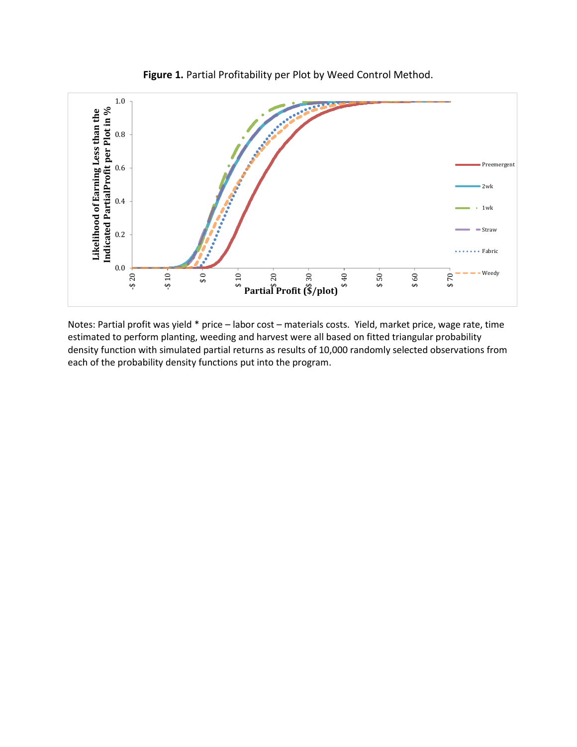**Figure 1.** Partial Profitability per Plot by Weed Control Method.

Notes: Partial profit was yield * price – labor cost – materials costs. Yield, market price, wage rate, time estimated to perform planting, weeding and harvest were all based on fitted triangular probability density function with simulated partial returns as results of 10,000 randomly selected observations from each of the probability density functions put into the program.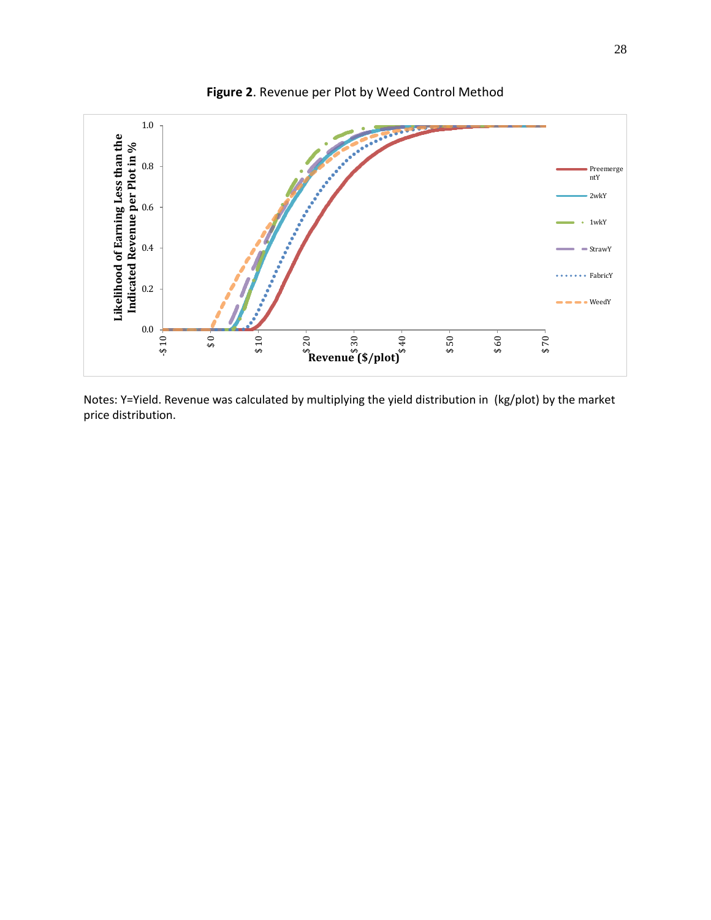**Figure 2**. Revenue per Plot by Weed Control Method

Notes: Y=Yield. Revenue was calculated by multiplying the yield distribution in (kg/plot) by the market price distribution.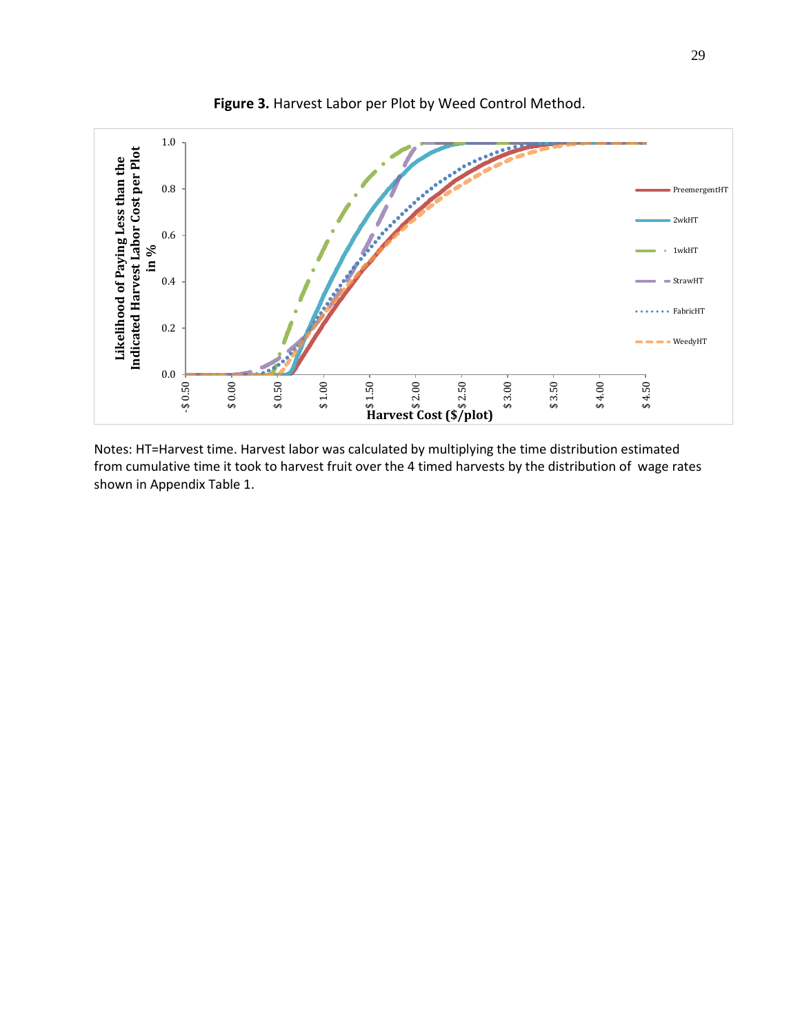**Figure 3.** Harvest Labor per Plot by Weed Control Method.

Notes: HT=Harvest time. Harvest labor was calculated by multiplying the time distribution estimated from cumulative time it took to harvest fruit over the 4 timed harvests by the distribution of wage rates shown in Appendix Table 1.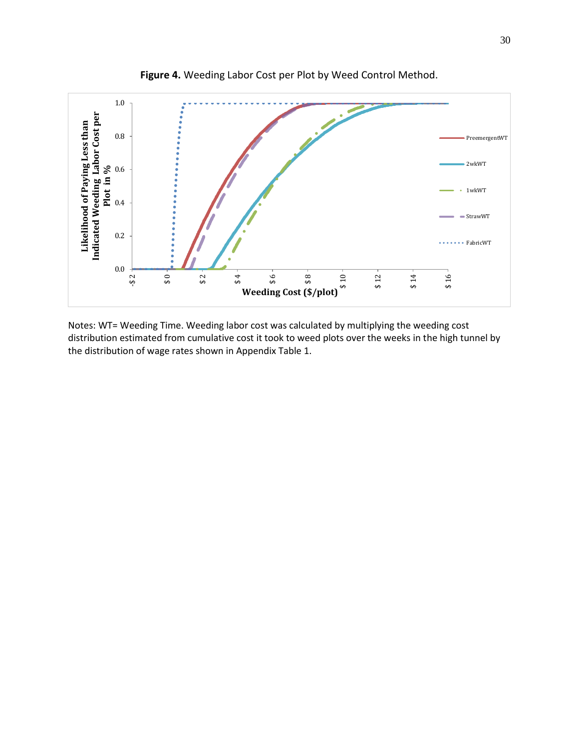**Figure 4.** Weeding Labor Cost per Plot by Weed Control Method.

Notes: WT= Weeding Time. Weeding labor cost was calculated by multiplying the weeding cost distribution estimated from cumulative cost it took to weed plots over the weeks in the high tunnel by the distribution of wage rates shown in Appendix Table 1.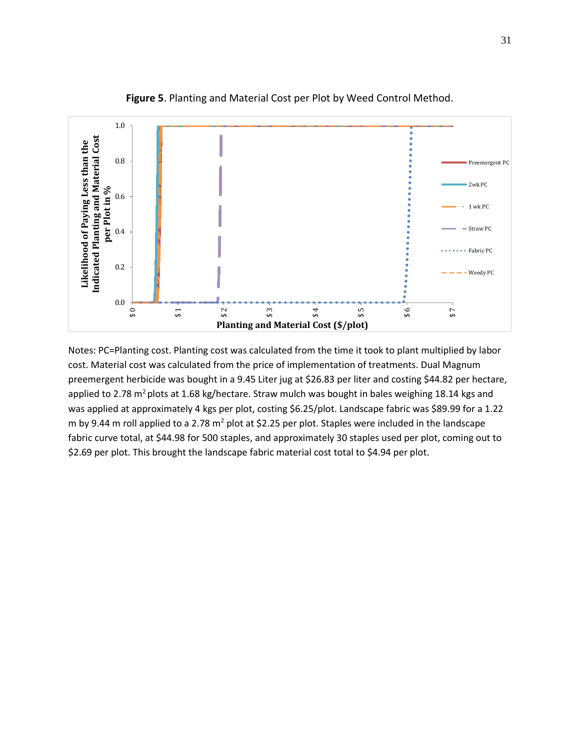**Figure 5**. Planting and Material Cost per Plot by Weed Control Method.

Notes: PC=Planting cost. Planting cost was calculated from the time it took to plant multiplied by labor cost. Material cost was calculated from the price of implementation of treatments. Dual Magnum preemergent herbicide was bought in a 9.45 Liter jug at $26.83 per liter and costing $44.82 per hectare, applied to 2.78 $m^2$ plots at 1.68 kg/hectare. Straw mulch was bought in bales weighing 18.14 kgs and was applied at approximately 4 kgs per plot, costing $6.25/plot. Landscape fabric was $89.99 for a 1.22 m by 9.44 m roll applied to a 2.78 $m^2$ plot at $2.25 per plot. Staples were included in the landscape fabric curve total, at $44.98 for 500 staples, and approximately 30 staples used per plot, coming out to $2.69 per plot. This brought the landscape fabric material cost total to $4.94 per plot.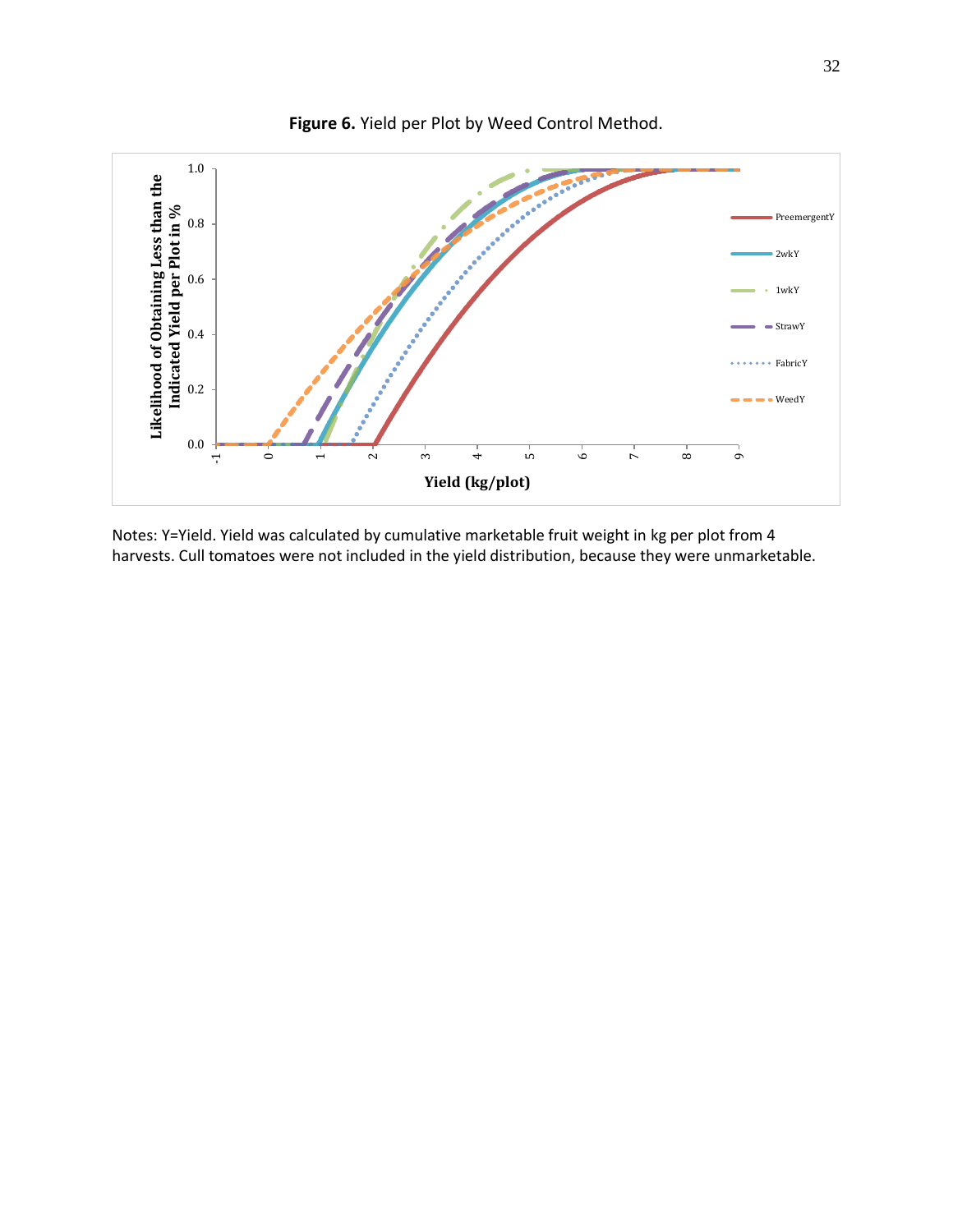**Figure 6.** Yield per Plot by Weed Control Method.

Notes: Y=Yield. Yield was calculated by cumulative marketable fruit weight in kg per plot from 4 harvests. Cull tomatoes were not included in the yield distribution, because they were unmarketable.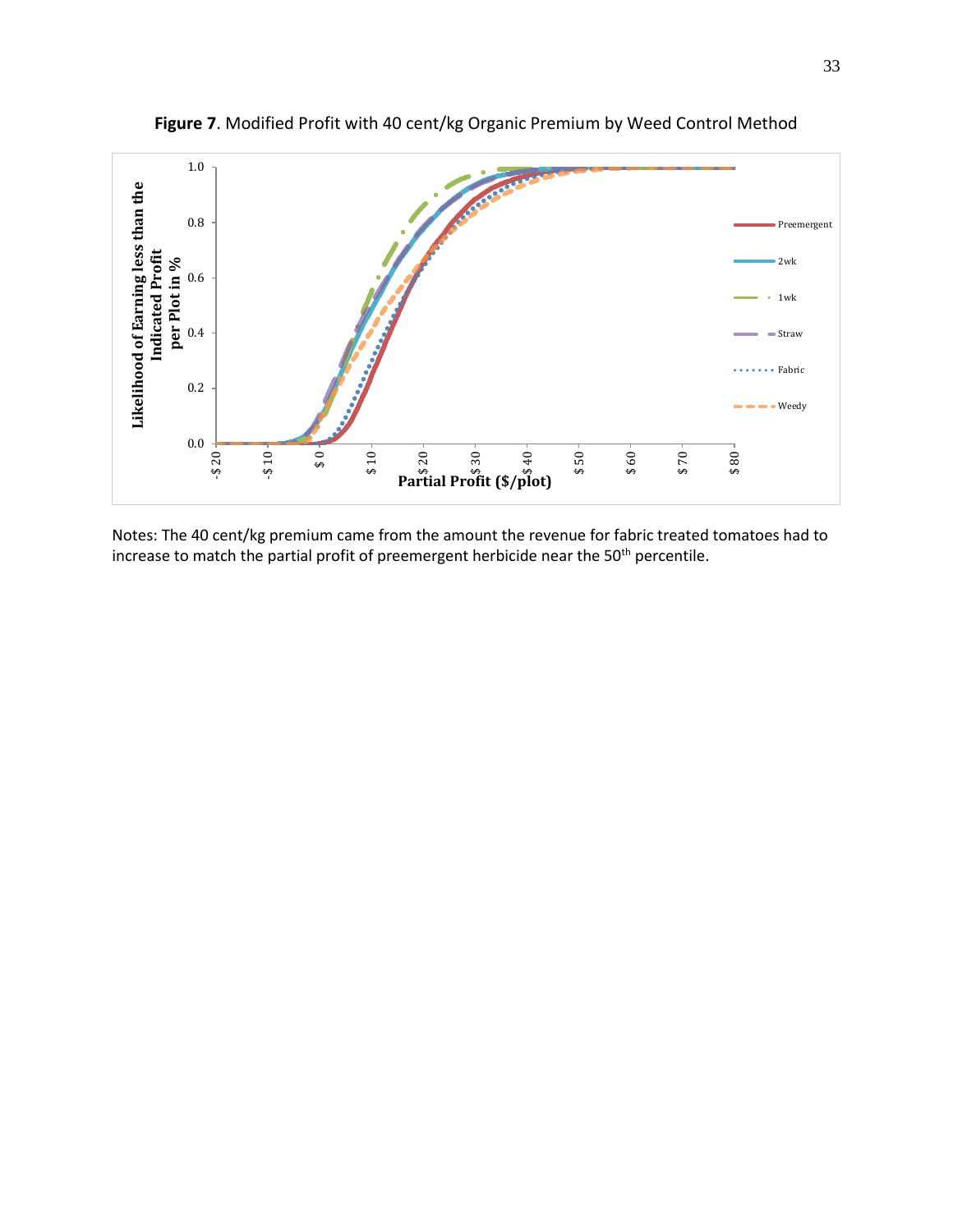**Figure 7**. Modified Profit with 40 cent/kg Organic Premium by Weed Control Method

Notes: The 40 cent/kg premium came from the amount the revenue for fabric treated tomatoes had to increase to match the partial profit of preemergent herbicide near the 50th percentile.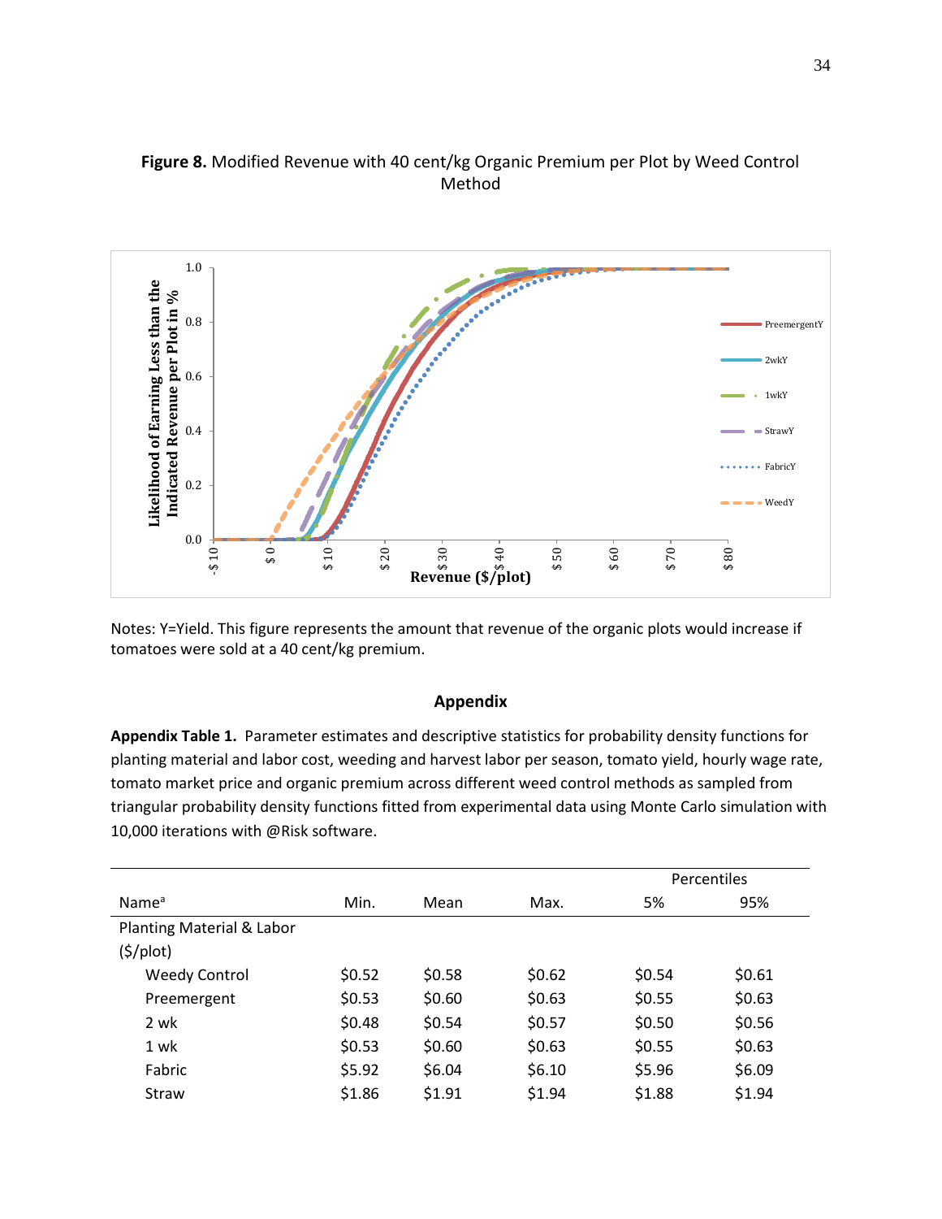**Figure 8.** Modified Revenue with 40 cent/kg Organic Premium per Plot by Weed Control Method

Notes: Y=Yield. This figure represents the amount that revenue of the organic plots would increase if tomatoes were sold at a 40 cent/kg premium.

## Appendix

**Appendix Table 1.** Parameter estimates and descriptive statistics for probability density functions for planting material and labor cost, weeding and harvest labor per season, tomato yield, hourly wage rate, tomato market price and organic premium across different weed control methods as sampled from triangular probability density functions fitted from experimental data using Monte Carlo simulation with 10,000 iterations with @Risk software.

| | | | | Percentiles | |
|---|---|---|---|---|---|
| Name[a] | Min. | Mean | Max. | 5% | 95% |
| Planting Material & Labor ($/plot) | | | | | |
| Weedy Control | $0.52 | $0.58 | $0.62 | $0.54 | $0.61 |
| Preemergent | $0.53 | $0.60 | $0.63 | $0.55 | $0.63 |
| 2 wk | $0.48 | $0.54 | $0.57 | $0.50 | $0.56 |
| 1 wk | $0.53 | $0.60 | $0.63 | $0.55 | $0.63 |
| Fabric | $5.92 | $6.04 | $6.10 | $5.96 | $6.09 |
| Straw | $1.86 | $1.91 | $1.94 | $1.88 | $1.94 |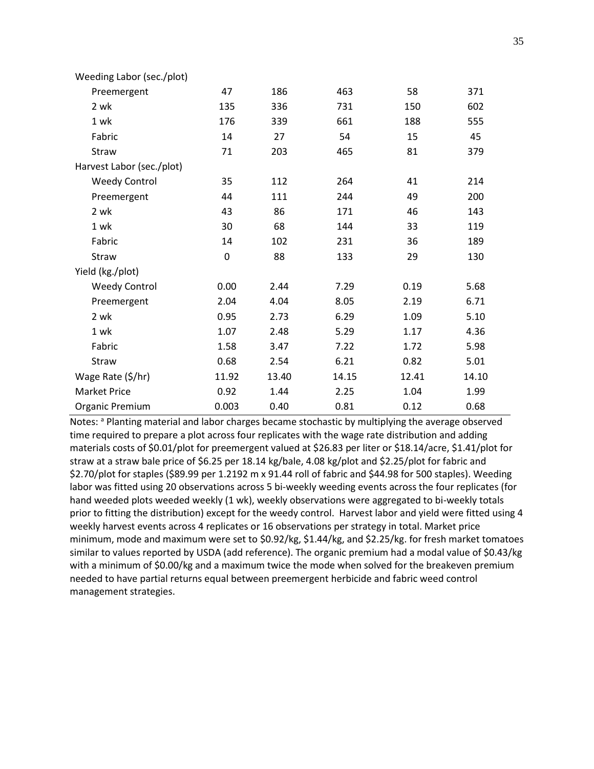| | | | | | |
|---|---|---|---|---|---|
| Weeding Labor (sec./plot) | | | | | |
| Preemergent | 47 | 186 | 463 | 58 | 371 |
| 2 wk | 135 | 336 | 731 | 150 | 602 |
| 1 wk | 176 | 339 | 661 | 188 | 555 |
| Fabric | 14 | 27 | 54 | 15 | 45 |
| Straw | 71 | 203 | 465 | 81 | 379 |
| Harvest Labor (sec./plot) | | | | | |
| Weedy Control | 35 | 112 | 264 | 41 | 214 |
| Preemergent | 44 | 111 | 244 | 49 | 200 |
| 2 wk | 43 | 86 | 171 | 46 | 143 |
| 1 wk | 30 | 68 | 144 | 33 | 119 |
| Fabric | 14 | 102 | 231 | 36 | 189 |
| Straw | 0 | 88 | 133 | 29 | 130 |
| Yield (kg./plot) | | | | | |
| Weedy Control | 0.00 | 2.44 | 7.29 | 0.19 | 5.68 |
| Preemergent | 2.04 | 4.04 | 8.05 | 2.19 | 6.71 |
| 2 wk | 0.95 | 2.73 | 6.29 | 1.09 | 5.10 |
| 1 wk | 1.07 | 2.48 | 5.29 | 1.17 | 4.36 |
| Fabric | 1.58 | 3.47 | 7.22 | 1.72 | 5.98 |
| Straw | 0.68 | 2.54 | 6.21 | 0.82 | 5.01 |
| Wage Rate ($/hr) | 11.92 | 13.40 | 14.15 | 12.41 | 14.10 |
| Market Price | 0.92 | 1.44 | 2.25 | 1.04 | 1.99 |
| Organic Premium | 0.003 | 0.40 | 0.81 | 0.12 | 0.68 |

Notes: [a] Planting material and labor charges became stochastic by multiplying the average observed time required to prepare a plot across four replicates with the wage rate distribution and adding materials costs of $0.01/plot for preemergent valued at $26.83 per liter or $18.14/acre, $1.41/plot for straw at a straw bale price of $6.25 per 18.14 kg/bale, 4.08 kg/plot and $2.25/plot for fabric and $2.70/plot for staples ($89.99 per 1.2192 m x 91.44 roll of fabric and $44.98 for 500 staples). Weeding labor was fitted using 20 observations across 5 bi-weekly weeding events across the four replicates (for hand weeded plots weeded weekly (1 wk), weekly observations were aggregated to bi-weekly totals prior to fitting the distribution) except for the weedy control. Harvest labor and yield were fitted using 4 weekly harvest events across 4 replicates or 16 observations per strategy in total. Market price minimum, mode and maximum were set to $0.92/kg, $1.44/kg, and $2.25/kg. for fresh market tomatoes similar to values reported by USDA (add reference). The organic premium had a modal value of $0.43/kg with a minimum of $0.00/kg and a maximum twice the mode when solved for the breakeven premium needed to have partial returns equal between preemergent herbicide and fabric weed control management strategies.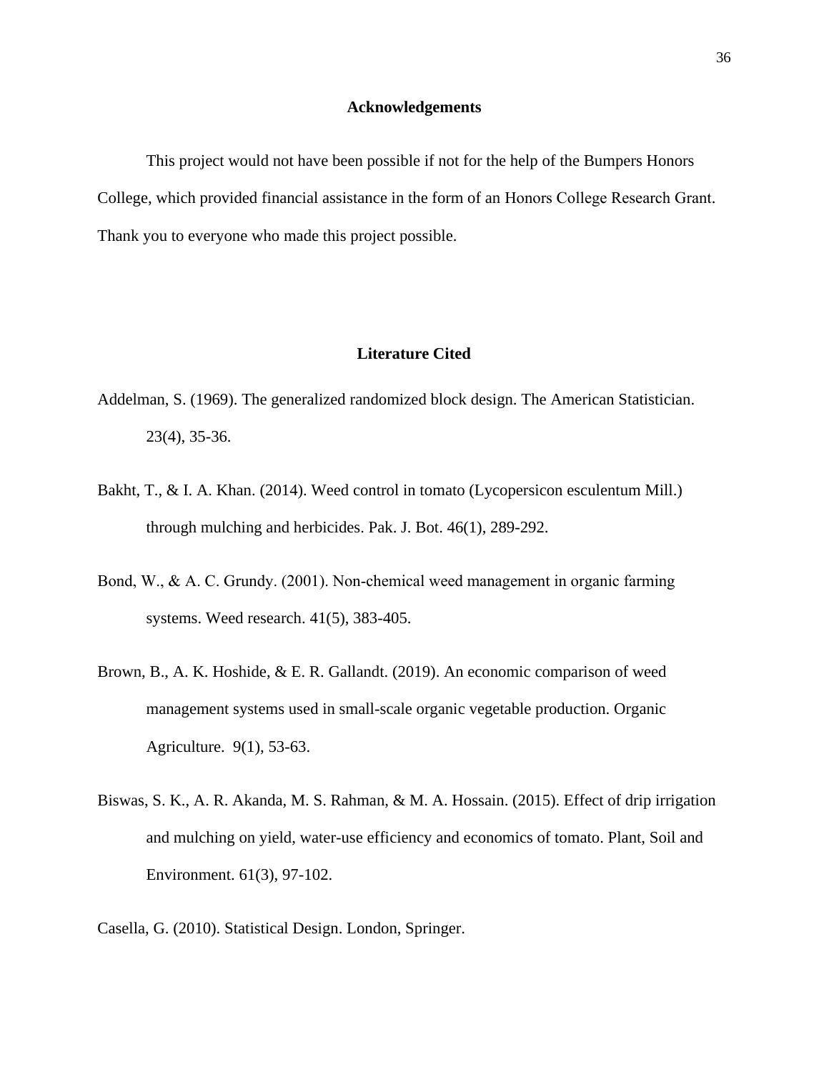## Acknowledgements

This project would not have been possible if not for the help of the Bumpers Honors College, which provided financial assistance in the form of an Honors College Research Grant. Thank you to everyone who made this project possible.

## Literature Cited

Addelman, S. (1969). The generalized randomized block design. The American Statistician. 23(4), 35-36.

Bakht, T., & I. A. Khan. (2014). Weed control in tomato (Lycopersicon esculentum Mill.) through mulching and herbicides. Pak. J. Bot. 46(1), 289-292.

Bond, W., & A. C. Grundy. (2001). Non-chemical weed management in organic farming systems. Weed research. 41(5), 383-405.

Brown, B., A. K. Hoshide, & E. R. Gallandt. (2019). An economic comparison of weed management systems used in small-scale organic vegetable production. Organic Agriculture. 9(1), 53-63.

Biswas, S. K., A. R. Akanda, M. S. Rahman, & M. A. Hossain. (2015). Effect of drip irrigation and mulching on yield, water-use efficiency and economics of tomato. Plant, Soil and Environment. 61(3), 97-102.

Casella, G. (2010). Statistical Design. London, Springer.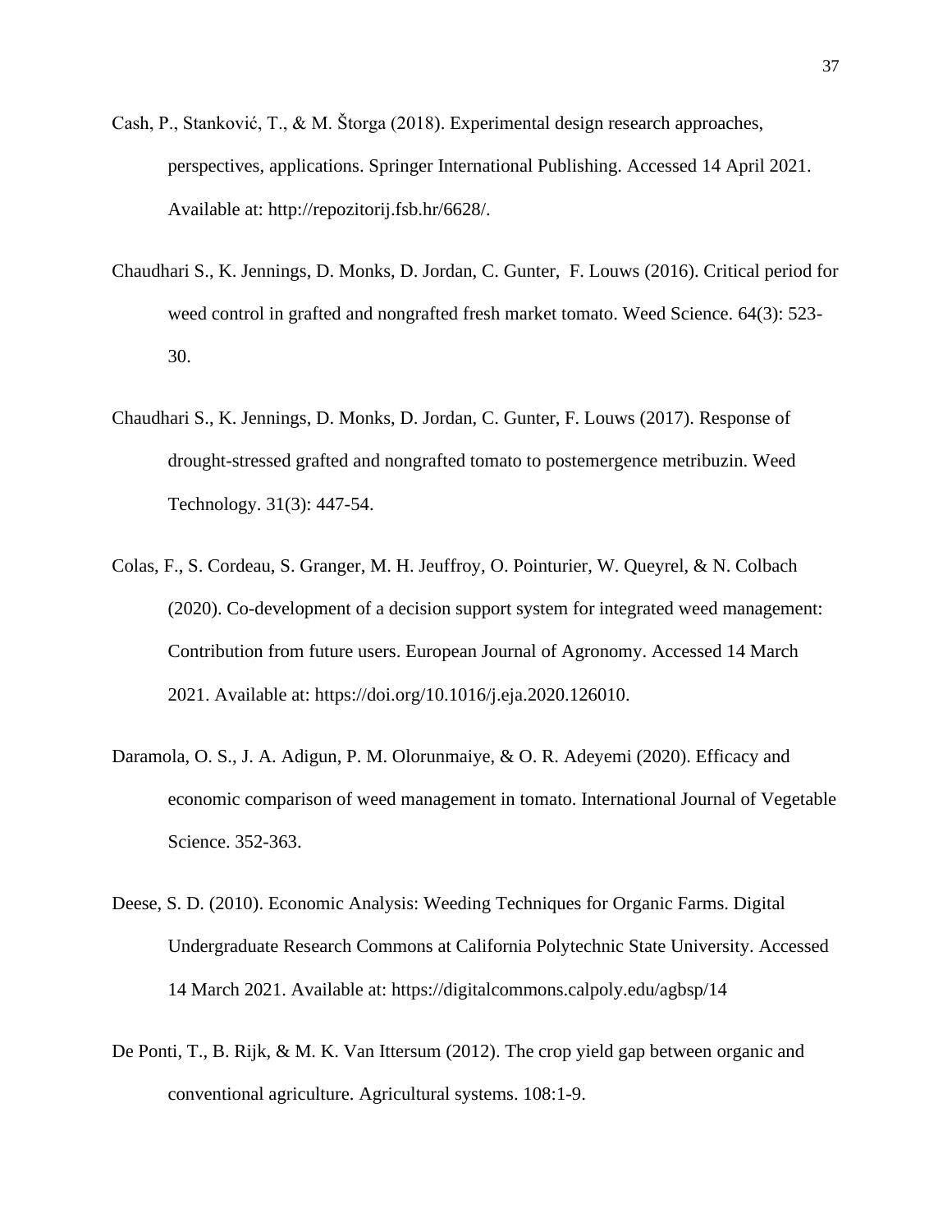Cash, P., Stanković, T., & M. Štorga (2018). Experimental design research approaches, perspectives, applications. Springer International Publishing. Accessed 14 April 2021. Available at: http://repozitorij.fsb.hr/6628/.

Chaudhari S., K. Jennings, D. Monks, D. Jordan, C. Gunter, F. Louws (2016). Critical period for weed control in grafted and nongrafted fresh market tomato. Weed Science. 64(3): 523-30.

Chaudhari S., K. Jennings, D. Monks, D. Jordan, C. Gunter, F. Louws (2017). Response of drought-stressed grafted and nongrafted tomato to postemergence metribuzin. Weed Technology. 31(3): 447-54.

Colas, F., S. Cordeau, S. Granger, M. H. Jeuffroy, O. Pointurier, W. Queyrel, & N. Colbach (2020). Co-development of a decision support system for integrated weed management: Contribution from future users. European Journal of Agronomy. Accessed 14 March 2021. Available at: https://doi.org/10.1016/j.eja.2020.126010.

Daramola, O. S., J. A. Adigun, P. M. Olorunmaiye, & O. R. Adeyemi (2020). Efficacy and economic comparison of weed management in tomato. International Journal of Vegetable Science. 352-363.

Deese, S. D. (2010). Economic Analysis: Weeding Techniques for Organic Farms. Digital Undergraduate Research Commons at California Polytechnic State University. Accessed 14 March 2021. Available at: https://digitalcommons.calpoly.edu/agbsp/14

De Ponti, T., B. Rijk, & M. K. Van Ittersum (2012). The crop yield gap between organic and conventional agriculture. Agricultural systems. 108:1-9.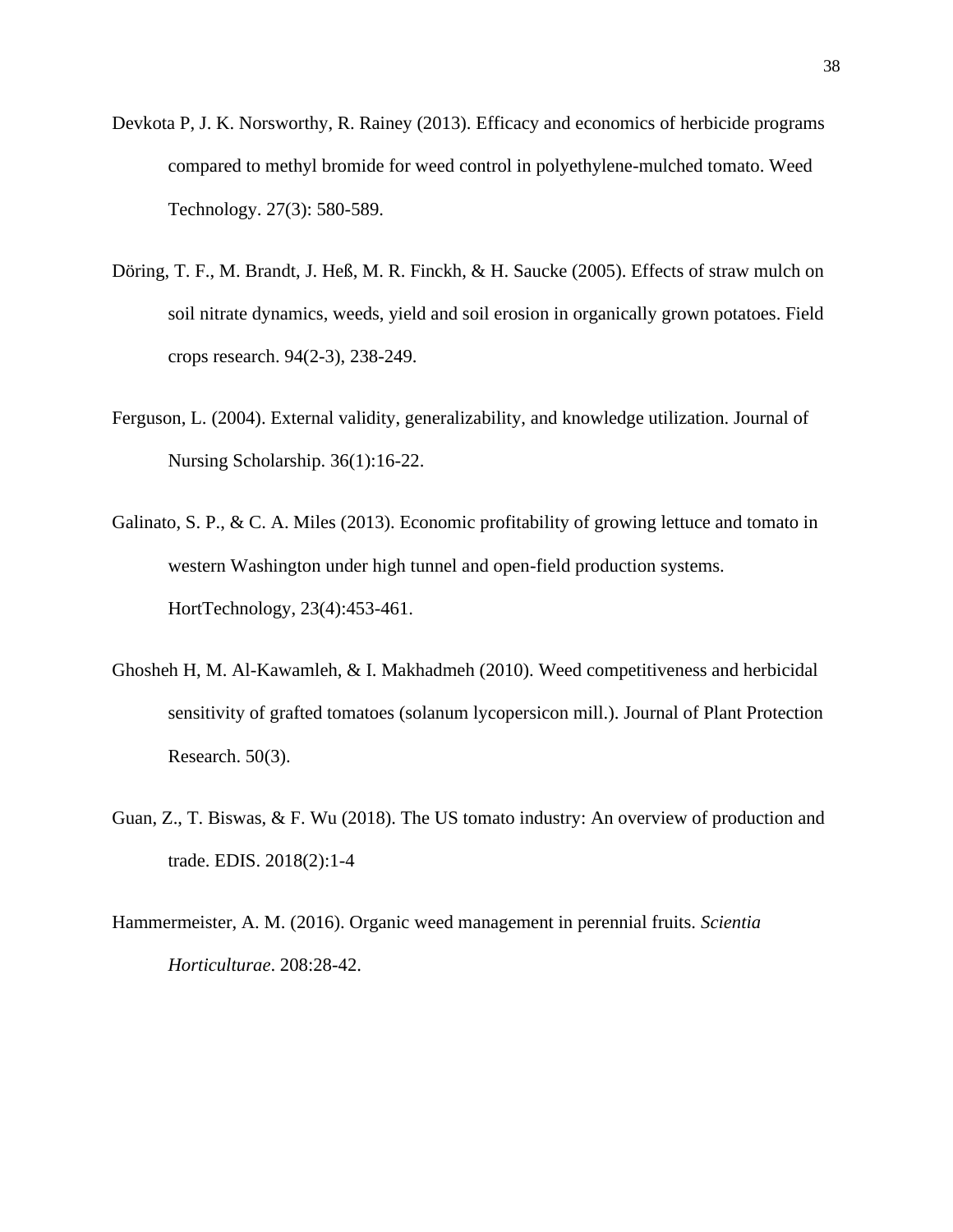Devkota P, J. K. Norsworthy, R. Rainey (2013). Efficacy and economics of herbicide programs compared to methyl bromide for weed control in polyethylene-mulched tomato. Weed Technology. 27(3): 580-589.

Döring, T. F., M. Brandt, J. Heß, M. R. Finckh, & H. Saucke (2005). Effects of straw mulch on soil nitrate dynamics, weeds, yield and soil erosion in organically grown potatoes. Field crops research. 94(2-3), 238-249.

Ferguson, L. (2004). External validity, generalizability, and knowledge utilization. Journal of Nursing Scholarship. 36(1):16-22.

Galinato, S. P., & C. A. Miles (2013). Economic profitability of growing lettuce and tomato in western Washington under high tunnel and open-field production systems. HortTechnology, 23(4):453-461.

Ghosheh H, M. Al-Kawamleh, & I. Makhadmeh (2010). Weed competitiveness and herbicidal sensitivity of grafted tomatoes (solanum lycopersicon mill.). Journal of Plant Protection Research. 50(3).

Guan, Z., T. Biswas, & F. Wu (2018). The US tomato industry: An overview of production and trade. EDIS. 2018(2):1-4

Hammermeister, A. M. (2016). Organic weed management in perennial fruits. *Scientia Horticulturae*. 208:28-42.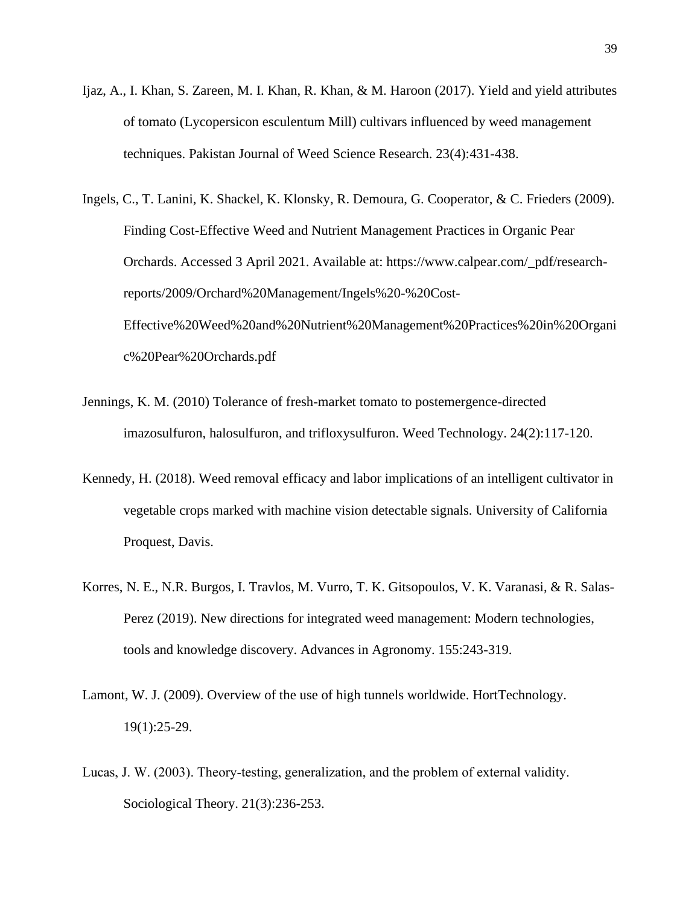Ijaz, A., I. Khan, S. Zareen, M. I. Khan, R. Khan, & M. Haroon (2017). Yield and yield attributes of tomato (Lycopersicon esculentum Mill) cultivars influenced by weed management techniques. Pakistan Journal of Weed Science Research. 23(4):431-438.

Ingels, C., T. Lanini, K. Shackel, K. Klonsky, R. Demoura, G. Cooperator, & C. Frieders (2009). Finding Cost-Effective Weed and Nutrient Management Practices in Organic Pear Orchards. Accessed 3 April 2021. Available at: https://www.calpear.com/_pdf/research-reports/2009/Orchard%20Management/Ingels%20-%20Cost-Effective%20Weed%20and%20Nutrient%20Management%20Practices%20in%20Organic%20Pear%20Orchards.pdf

Jennings, K. M. (2010) Tolerance of fresh-market tomato to postemergence-directed imazosulfuron, halosulfuron, and trifloxysulfuron. Weed Technology. 24(2):117-120.

Kennedy, H. (2018). Weed removal efficacy and labor implications of an intelligent cultivator in vegetable crops marked with machine vision detectable signals. University of California Proquest, Davis.

Korres, N. E., N.R. Burgos, I. Travlos, M. Vurro, T. K. Gitsopoulos, V. K. Varanasi, & R. Salas-Perez (2019). New directions for integrated weed management: Modern technologies, tools and knowledge discovery. Advances in Agronomy. 155:243-319.

Lamont, W. J. (2009). Overview of the use of high tunnels worldwide. HortTechnology. 19(1):25-29.

Lucas, J. W. (2003). Theory-testing, generalization, and the problem of external validity. Sociological Theory. 21(3):236-253.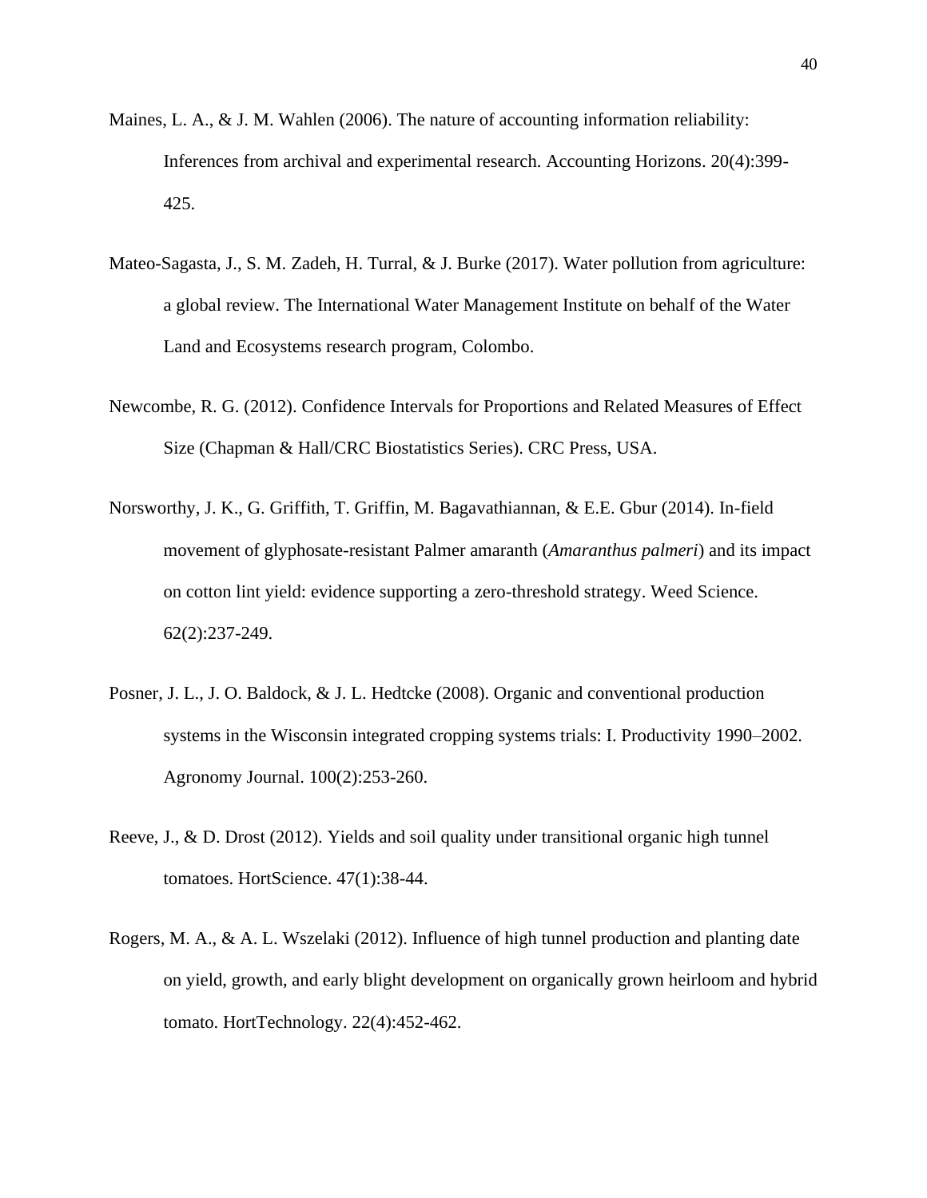Maines, L. A., & J. M. Wahlen (2006). The nature of accounting information reliability: Inferences from archival and experimental research. Accounting Horizons. 20(4):399-425.

Mateo-Sagasta, J., S. M. Zadeh, H. Turral, & J. Burke (2017). Water pollution from agriculture: a global review. The International Water Management Institute on behalf of the Water Land and Ecosystems research program, Colombo.

Newcombe, R. G. (2012). Confidence Intervals for Proportions and Related Measures of Effect Size (Chapman & Hall/CRC Biostatistics Series). CRC Press, USA.

Norsworthy, J. K., G. Griffith, T. Griffin, M. Bagavathiannan, & E.E. Gbur (2014). In-field movement of glyphosate-resistant Palmer amaranth (*Amaranthus palmeri*) and its impact on cotton lint yield: evidence supporting a zero-threshold strategy. Weed Science. 62(2):237-249.

Posner, J. L., J. O. Baldock, & J. L. Hedtcke (2008). Organic and conventional production systems in the Wisconsin integrated cropping systems trials: I. Productivity 1990–2002. Agronomy Journal. 100(2):253-260.

Reeve, J., & D. Drost (2012). Yields and soil quality under transitional organic high tunnel tomatoes. HortScience. 47(1):38-44.

Rogers, M. A., & A. L. Wszelaki (2012). Influence of high tunnel production and planting date on yield, growth, and early blight development on organically grown heirloom and hybrid tomato. HortTechnology. 22(4):452-462.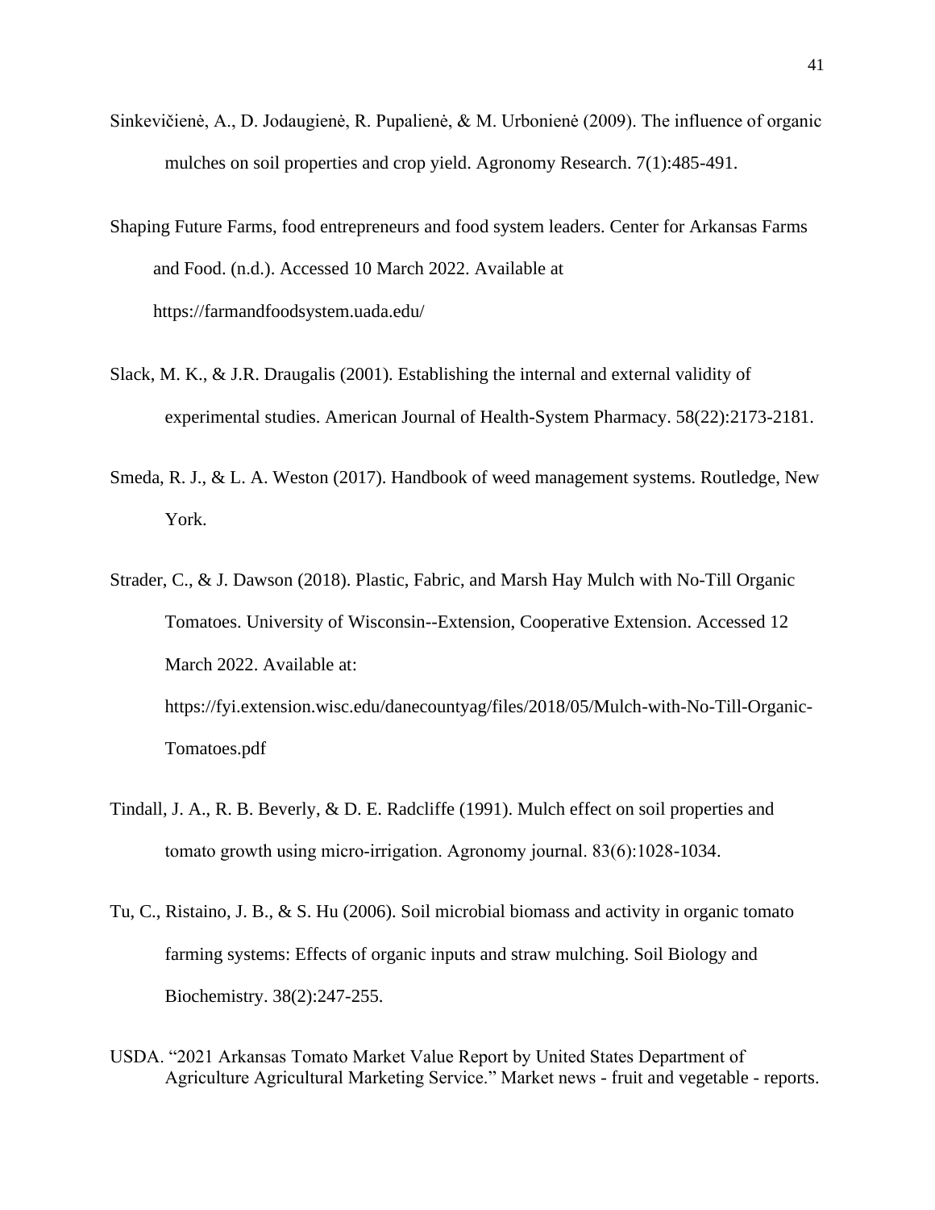Sinkevičienė, A., D. Jodaugienė, R. Pupalienė, & M. Urbonienė (2009). The influence of organic mulches on soil properties and crop yield. Agronomy Research. 7(1):485-491.

Shaping Future Farms, food entrepreneurs and food system leaders. Center for Arkansas Farms and Food. (n.d.). Accessed 10 March 2022. Available at https://farmandfoodsystem.uada.edu/

Slack, M. K., & J.R. Draugalis (2001). Establishing the internal and external validity of experimental studies. American Journal of Health-System Pharmacy. 58(22):2173-2181.

Smeda, R. J., & L. A. Weston (2017). Handbook of weed management systems. Routledge, New York.

Strader, C., & J. Dawson (2018). Plastic, Fabric, and Marsh Hay Mulch with No-Till Organic Tomatoes. University of Wisconsin--Extension, Cooperative Extension. Accessed 12 March 2022. Available at: https://fyi.extension.wisc.edu/danecountyag/files/2018/05/Mulch-with-No-Till-Organic-Tomatoes.pdf

Tindall, J. A., R. B. Beverly, & D. E. Radcliffe (1991). Mulch effect on soil properties and tomato growth using micro-irrigation. Agronomy journal. 83(6):1028-1034.

Tu, C., Ristaino, J. B., & S. Hu (2006). Soil microbial biomass and activity in organic tomato farming systems: Effects of organic inputs and straw mulching. Soil Biology and Biochemistry. 38(2):247-255.

USDA. "2021 Arkansas Tomato Market Value Report by United States Department of Agriculture Agricultural Marketing Service." Market news - fruit and vegetable - reports.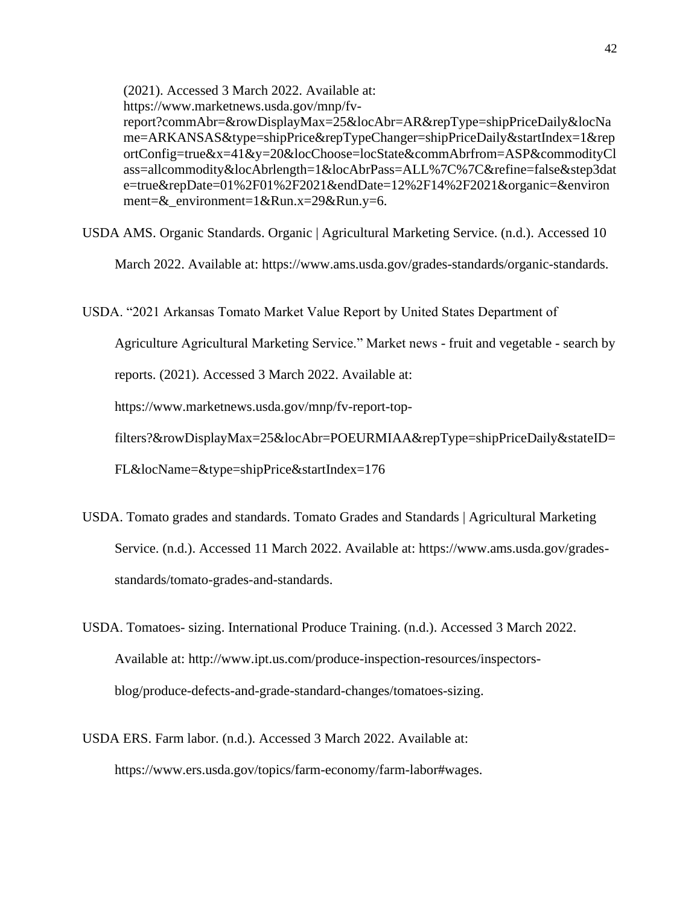(2021). Accessed 3 March 2022. Available at: https://www.marketnews.usda.gov/mnp/fv-report?commAbr=&rowDisplayMax=25&locAbr=AR&repType=shipPriceDaily&locName=ARKANSAS&type=shipPrice&repTypeChanger=shipPriceDaily&startIndex=1&reportConfig=true&x=41&y=20&locChoose=locState&commAbrfrom=ASP&commodityClass=allcommodity&locAbrlength=1&locAbrPass=ALL%7C%7C&refine=false&step3date=true&repDate=01%2F01%2F2021&endDate=12%2F14%2F2021&organic=&environment=&_environment=1&Run.x=29&Run.y=6.

USDA AMS. Organic Standards. Organic | Agricultural Marketing Service. (n.d.). Accessed 10 March 2022. Available at: https://www.ams.usda.gov/grades-standards/organic-standards.

USDA. "2021 Arkansas Tomato Market Value Report by United States Department of Agriculture Agricultural Marketing Service." Market news - fruit and vegetable - search by reports. (2021). Accessed 3 March 2022. Available at: https://www.marketnews.usda.gov/mnp/fv-report-top-filters?&rowDisplayMax=25&locAbr=POEURMIAA&repType=shipPriceDaily&stateID=FL&locName=&type=shipPrice&startIndex=176

USDA. Tomato grades and standards. Tomato Grades and Standards | Agricultural Marketing Service. (n.d.). Accessed 11 March 2022. Available at: https://www.ams.usda.gov/grades-standards/tomato-grades-and-standards.

USDA. Tomatoes- sizing. International Produce Training. (n.d.). Accessed 3 March 2022. Available at: http://www.ipt.us.com/produce-inspection-resources/inspectors-blog/produce-defects-and-grade-standard-changes/tomatoes-sizing.

USDA ERS. Farm labor. (n.d.). Accessed 3 March 2022. Available at: https://www.ers.usda.gov/topics/farm-economy/farm-labor#wages.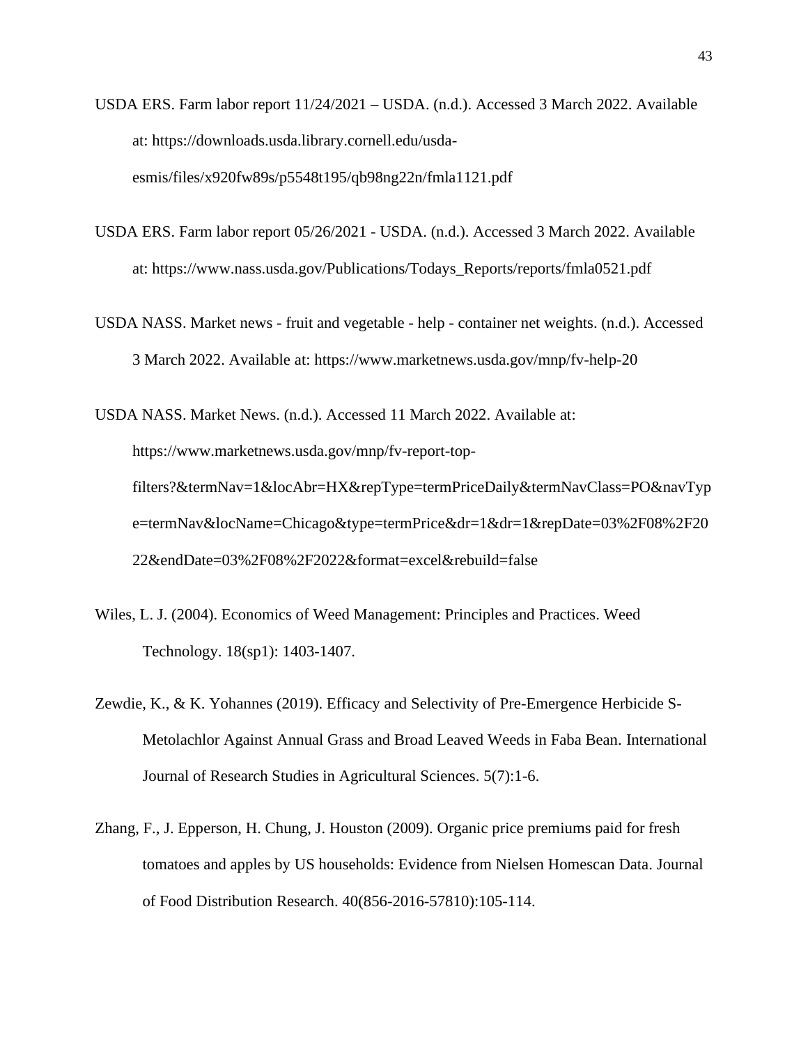USDA ERS. Farm labor report 11/24/2021 – USDA. (n.d.). Accessed 3 March 2022. Available at: https://downloads.usda.library.cornell.edu/usda-esmis/files/x920fw89s/p5548t195/qb98ng22n/fmla1121.pdf

USDA ERS. Farm labor report 05/26/2021 - USDA. (n.d.). Accessed 3 March 2022. Available at: https://www.nass.usda.gov/Publications/Todays_Reports/reports/fmla0521.pdf

USDA NASS. Market news - fruit and vegetable - help - container net weights. (n.d.). Accessed 3 March 2022. Available at: https://www.marketnews.usda.gov/mnp/fv-help-20

USDA NASS. Market News. (n.d.). Accessed 11 March 2022. Available at: https://www.marketnews.usda.gov/mnp/fv-report-top-filters?&termNav=1&locAbr=HX&repType=termPriceDaily&termNavClass=PO&navType=termNav&locName=Chicago&type=termPrice&dr=1&dr=1&repDate=03%2F08%2F2022&endDate=03%2F08%2F2022&format=excel&rebuild=false

Wiles, L. J. (2004). Economics of Weed Management: Principles and Practices. Weed Technology. 18(sp1): 1403-1407.

Zewdie, K., & K. Yohannes (2019). Efficacy and Selectivity of Pre-Emergence Herbicide S-Metolachlor Against Annual Grass and Broad Leaved Weeds in Faba Bean. International Journal of Research Studies in Agricultural Sciences. 5(7):1-6.

Zhang, F., J. Epperson, H. Chung, J. Houston (2009). Organic price premiums paid for fresh tomatoes and apples by US households: Evidence from Nielsen Homescan Data. Journal of Food Distribution Research. 40(856-2016-57810):105-114.